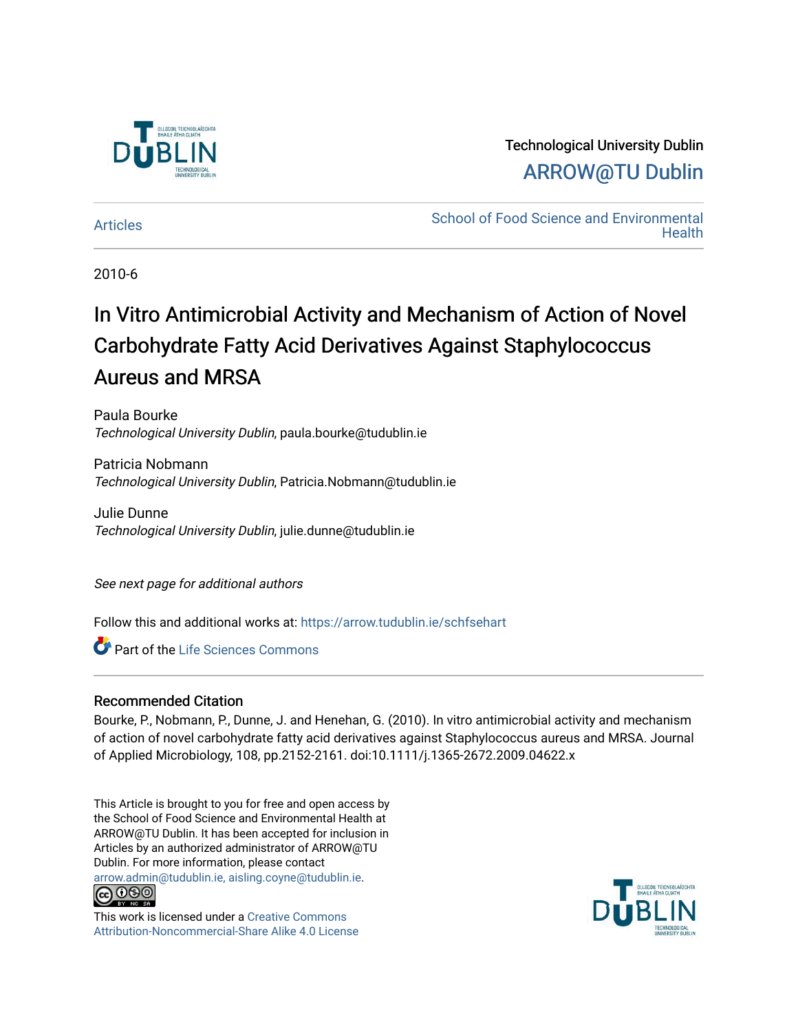Technological University Dublin

ARROW@TU Dublin

Articles

School of Food Science and Environmental Health

2010-6

# In Vitro Antimicrobial Activity and Mechanism of Action of Novel Carbohydrate Fatty Acid Derivatives Against Staphylococcus Aureus and MRSA

Paula Bourke
*Technological University Dublin*, paula.bourke@tudublin.ie

Patricia Nobmann
*Technological University Dublin*, Patricia.Nobmann@tudublin.ie

Julie Dunne
*Technological University Dublin*, julie.dunne@tudublin.ie

*See next page for additional authors*

Follow this and additional works at: https://arrow.tudublin.ie/schfsehart

Part of the Life Sciences Commons

## Recommended Citation

Bourke, P., Nobmann, P., Dunne, J. and Henehan, G. (2010). In vitro antimicrobial activity and mechanism of action of novel carbohydrate fatty acid derivatives against Staphylococcus aureus and MRSA. Journal of Applied Microbiology, 108, pp.2152-2161. doi:10.1111/j.1365-2672.2009.04622.x

This Article is brought to you for free and open access by the School of Food Science and Environmental Health at ARROW@TU Dublin. It has been accepted for inclusion in Articles by an authorized administrator of ARROW@TU Dublin. For more information, please contact arrow.admin@tudublin.ie, aisling.coyne@tudublin.ie.

This work is licensed under a Creative Commons Attribution-Noncommercial-Share Alike 4.0 License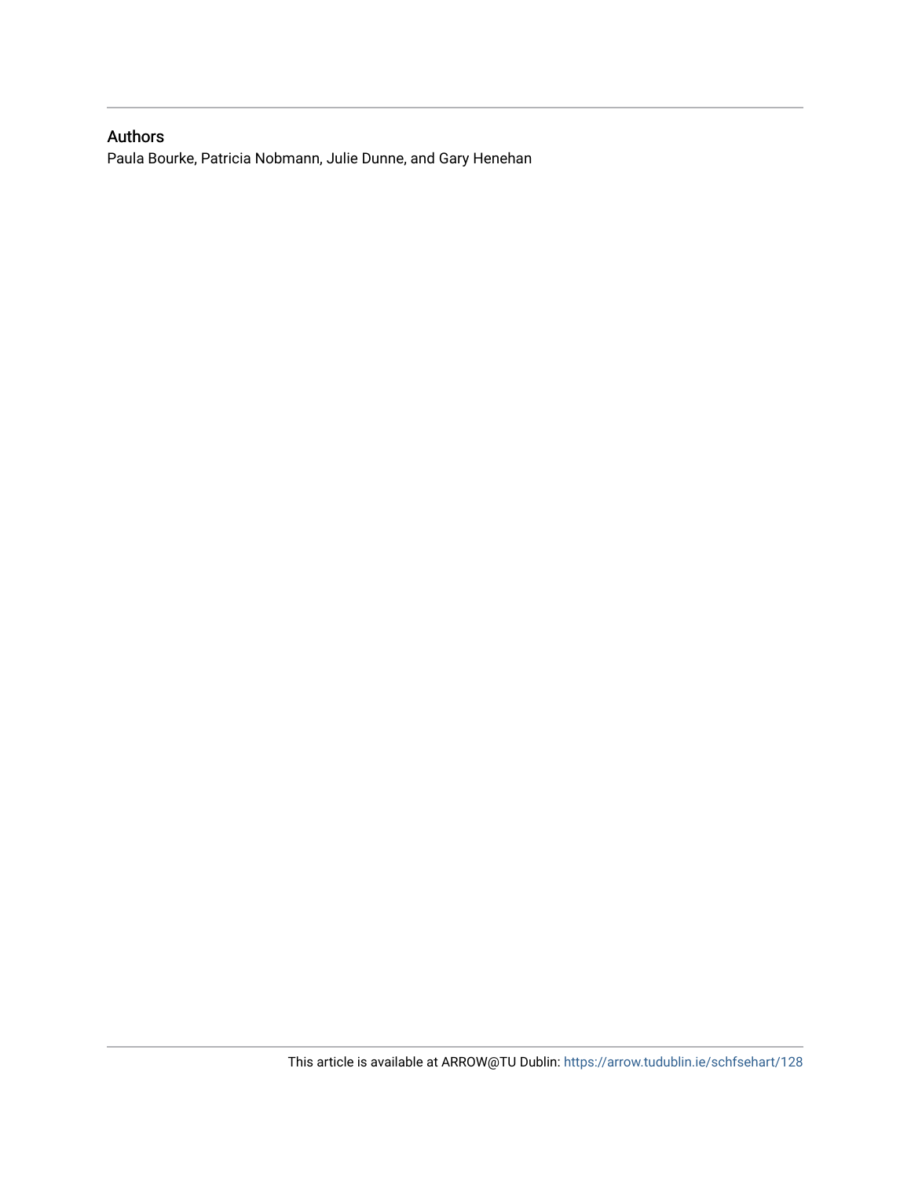## Authors

Paula Bourke, Patricia Nobmann, Julie Dunne, and Gary Henehan

This article is available at ARROW@TU Dublin: https://arrow.tudublin.ie/schfsehart/128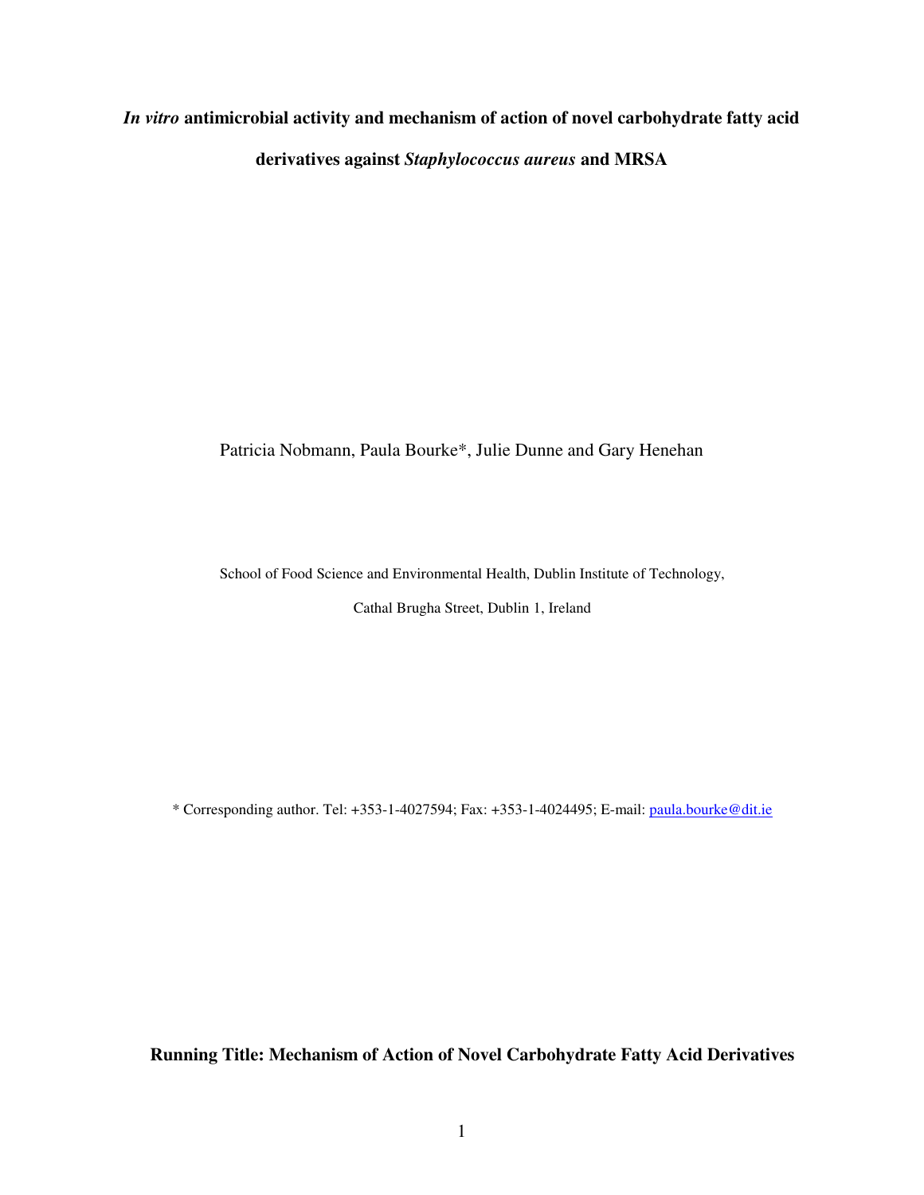# *In vitro* antimicrobial activity and mechanism of action of novel carbohydrate fatty acid derivatives against *Staphylococcus aureus* and MRSA

Patricia Nobmann, Paula Bourke*, Julie Dunne and Gary Henehan

School of Food Science and Environmental Health, Dublin Institute of Technology,

Cathal Brugha Street, Dublin 1, Ireland

\* Corresponding author. Tel: +353-1-4027594; Fax: +353-1-4024495; E-mail: paula.bourke@dit.ie

**Running Title: Mechanism of Action of Novel Carbohydrate Fatty Acid Derivatives**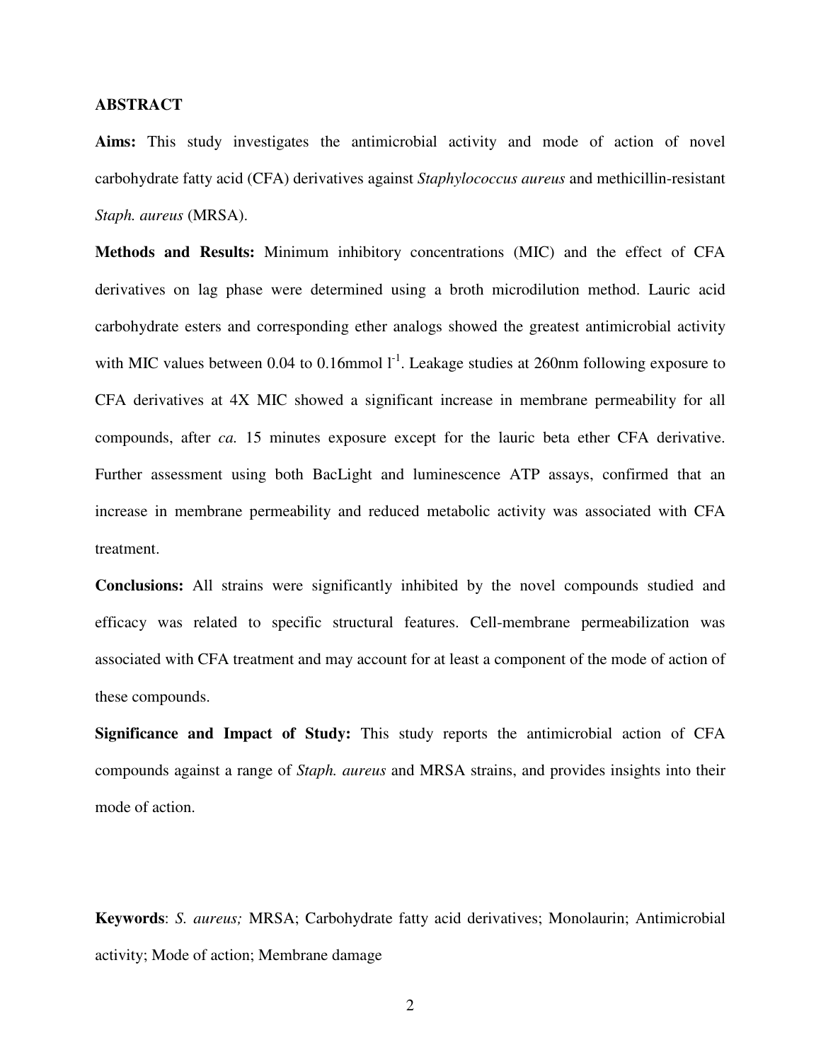## ABSTRACT

**Aims:** This study investigates the antimicrobial activity and mode of action of novel carbohydrate fatty acid (CFA) derivatives against *Staphylococcus aureus* and methicillin-resistant *Staph. aureus* (MRSA).

**Methods and Results:** Minimum inhibitory concentrations (MIC) and the effect of CFA derivatives on lag phase were determined using a broth microdilution method. Lauric acid carbohydrate esters and corresponding ether analogs showed the greatest antimicrobial activity with MIC values between 0.04 to 0.16mmol $l^{-1}$. Leakage studies at 260nm following exposure to CFA derivatives at 4X MIC showed a significant increase in membrane permeability for all compounds, after *ca.* 15 minutes exposure except for the lauric beta ether CFA derivative. Further assessment using both BacLight and luminescence ATP assays, confirmed that an increase in membrane permeability and reduced metabolic activity was associated with CFA treatment.

**Conclusions:** All strains were significantly inhibited by the novel compounds studied and efficacy was related to specific structural features. Cell-membrane permeabilization was associated with CFA treatment and may account for at least a component of the mode of action of these compounds.

**Significance and Impact of Study:** This study reports the antimicrobial action of CFA compounds against a range of *Staph. aureus* and MRSA strains, and provides insights into their mode of action.

**Keywords**: *S. aureus;* MRSA; Carbohydrate fatty acid derivatives; Monolaurin; Antimicrobial activity; Mode of action; Membrane damage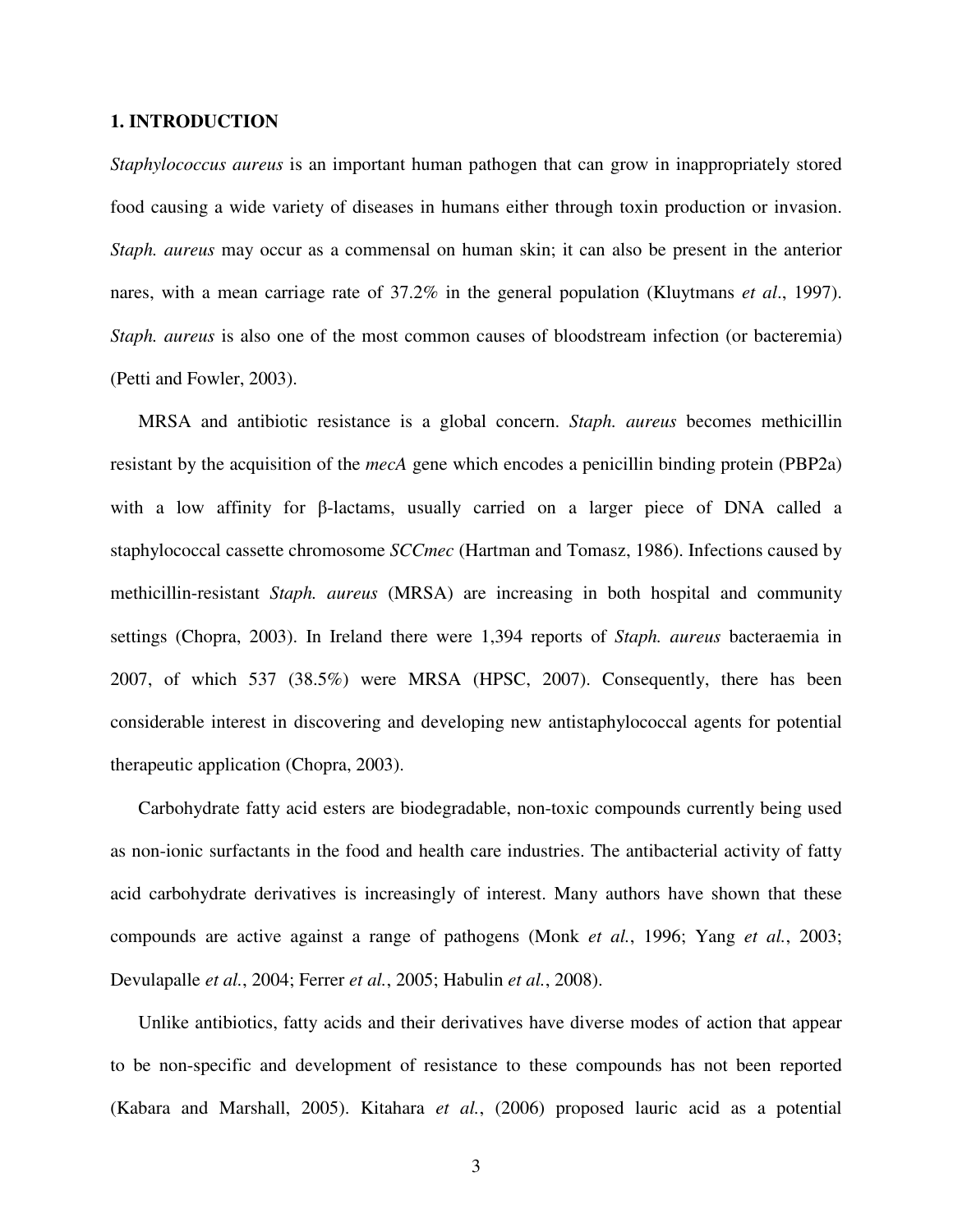## 1. INTRODUCTION

*Staphylococcus aureus* is an important human pathogen that can grow in inappropriately stored food causing a wide variety of diseases in humans either through toxin production or invasion. *Staph. aureus* may occur as a commensal on human skin; it can also be present in the anterior nares, with a mean carriage rate of 37.2% in the general population (Kluytmans *et al*., 1997). *Staph. aureus* is also one of the most common causes of bloodstream infection (or bacteremia) (Petti and Fowler, 2003).

MRSA and antibiotic resistance is a global concern. *Staph. aureus* becomes methicillin resistant by the acquisition of the *mecA* gene which encodes a penicillin binding protein (PBP2a) with a low affinity for β-lactams, usually carried on a larger piece of DNA called a staphylococcal cassette chromosome *SCCmec* (Hartman and Tomasz, 1986). Infections caused by methicillin-resistant *Staph. aureus* (MRSA) are increasing in both hospital and community settings (Chopra, 2003). In Ireland there were 1,394 reports of *Staph. aureus* bacteraemia in 2007, of which 537 (38.5%) were MRSA (HPSC, 2007). Consequently, there has been considerable interest in discovering and developing new antistaphylococcal agents for potential therapeutic application (Chopra, 2003).

Carbohydrate fatty acid esters are biodegradable, non-toxic compounds currently being used as non-ionic surfactants in the food and health care industries. The antibacterial activity of fatty acid carbohydrate derivatives is increasingly of interest. Many authors have shown that these compounds are active against a range of pathogens (Monk *et al.*, 1996; Yang *et al.*, 2003; Devulapalle *et al.*, 2004; Ferrer *et al.*, 2005; Habulin *et al.*, 2008).

Unlike antibiotics, fatty acids and their derivatives have diverse modes of action that appear to be non-specific and development of resistance to these compounds has not been reported (Kabara and Marshall, 2005). Kitahara *et al.*, (2006) proposed lauric acid as a potential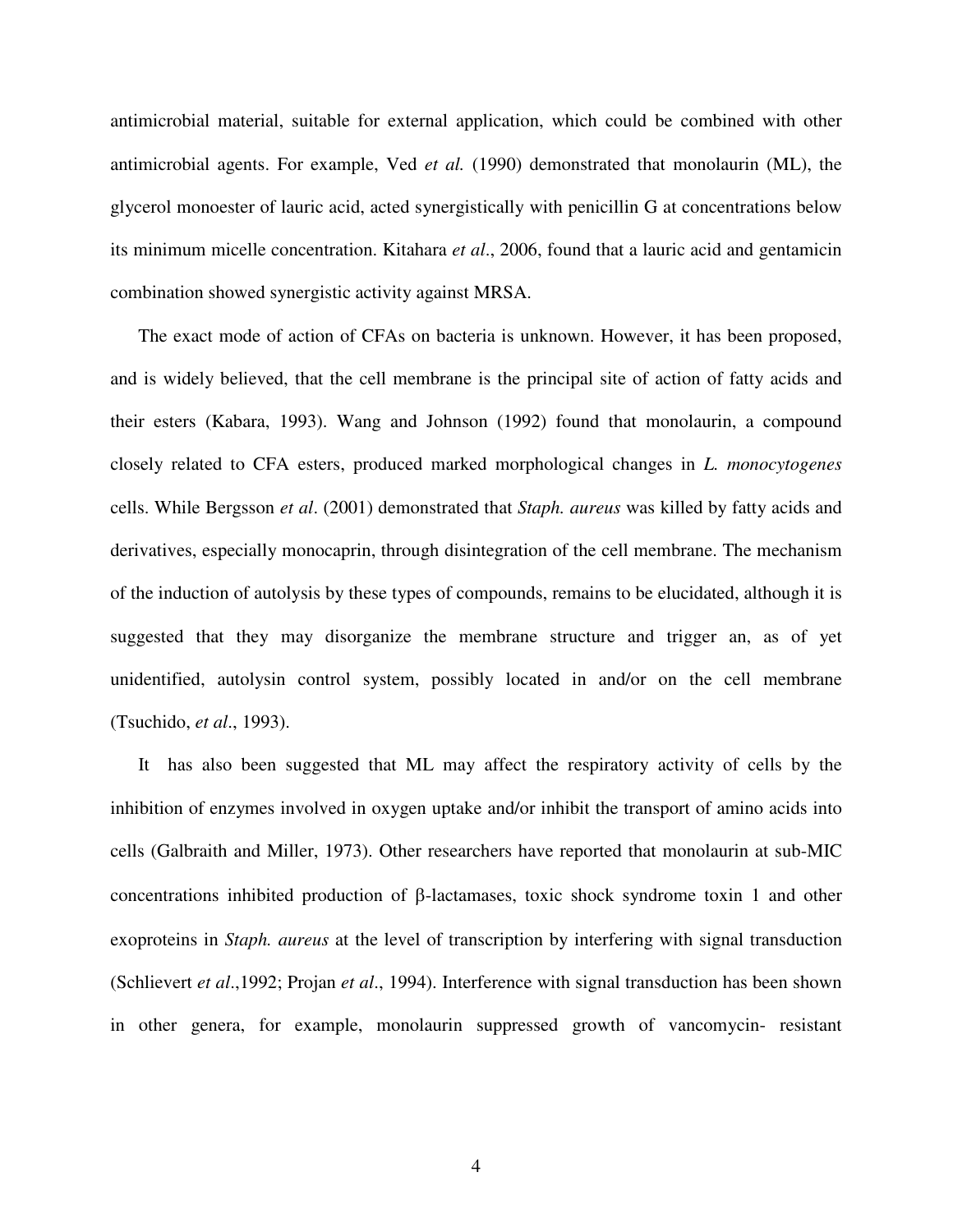antimicrobial material, suitable for external application, which could be combined with other antimicrobial agents. For example, Ved *et al.* (1990) demonstrated that monolaurin (ML), the glycerol monoester of lauric acid, acted synergistically with penicillin G at concentrations below its minimum micelle concentration. Kitahara *et al*., 2006, found that a lauric acid and gentamicin combination showed synergistic activity against MRSA.

The exact mode of action of CFAs on bacteria is unknown. However, it has been proposed, and is widely believed, that the cell membrane is the principal site of action of fatty acids and their esters (Kabara, 1993). Wang and Johnson (1992) found that monolaurin, a compound closely related to CFA esters, produced marked morphological changes in *L. monocytogenes* cells. While Bergsson *et al*. (2001) demonstrated that *Staph. aureus* was killed by fatty acids and derivatives, especially monocaprin, through disintegration of the cell membrane. The mechanism of the induction of autolysis by these types of compounds, remains to be elucidated, although it is suggested that they may disorganize the membrane structure and trigger an, as of yet unidentified, autolysin control system, possibly located in and/or on the cell membrane (Tsuchido, *et al*., 1993).

It has also been suggested that ML may affect the respiratory activity of cells by the inhibition of enzymes involved in oxygen uptake and/or inhibit the transport of amino acids into cells (Galbraith and Miller, 1973). Other researchers have reported that monolaurin at sub-MIC concentrations inhibited production of β-lactamases, toxic shock syndrome toxin 1 and other exoproteins in *Staph. aureus* at the level of transcription by interfering with signal transduction (Schlievert *et al*.,1992; Projan *et al*., 1994). Interference with signal transduction has been shown in other genera, for example, monolaurin suppressed growth of vancomycin- resistant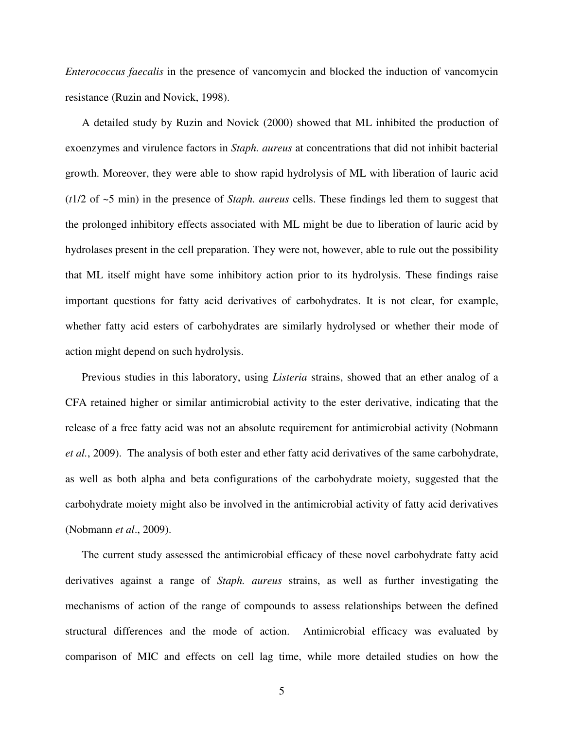*Enterococcus faecalis* in the presence of vancomycin and blocked the induction of vancomycin resistance (Ruzin and Novick, 1998).

A detailed study by Ruzin and Novick (2000) showed that ML inhibited the production of exoenzymes and virulence factors in *Staph. aureus* at concentrations that did not inhibit bacterial growth. Moreover, they were able to show rapid hydrolysis of ML with liberation of lauric acid ($t1/2$ of ~5 min) in the presence of *Staph. aureus* cells. These findings led them to suggest that the prolonged inhibitory effects associated with ML might be due to liberation of lauric acid by hydrolases present in the cell preparation. They were not, however, able to rule out the possibility that ML itself might have some inhibitory action prior to its hydrolysis. These findings raise important questions for fatty acid derivatives of carbohydrates. It is not clear, for example, whether fatty acid esters of carbohydrates are similarly hydrolysed or whether their mode of action might depend on such hydrolysis.

Previous studies in this laboratory, using *Listeria* strains, showed that an ether analog of a CFA retained higher or similar antimicrobial activity to the ester derivative, indicating that the release of a free fatty acid was not an absolute requirement for antimicrobial activity (Nobmann *et al.*, 2009). The analysis of both ester and ether fatty acid derivatives of the same carbohydrate, as well as both alpha and beta configurations of the carbohydrate moiety, suggested that the carbohydrate moiety might also be involved in the antimicrobial activity of fatty acid derivatives (Nobmann *et al*., 2009).

The current study assessed the antimicrobial efficacy of these novel carbohydrate fatty acid derivatives against a range of *Staph. aureus* strains, as well as further investigating the mechanisms of action of the range of compounds to assess relationships between the defined structural differences and the mode of action. Antimicrobial efficacy was evaluated by comparison of MIC and effects on cell lag time, while more detailed studies on how the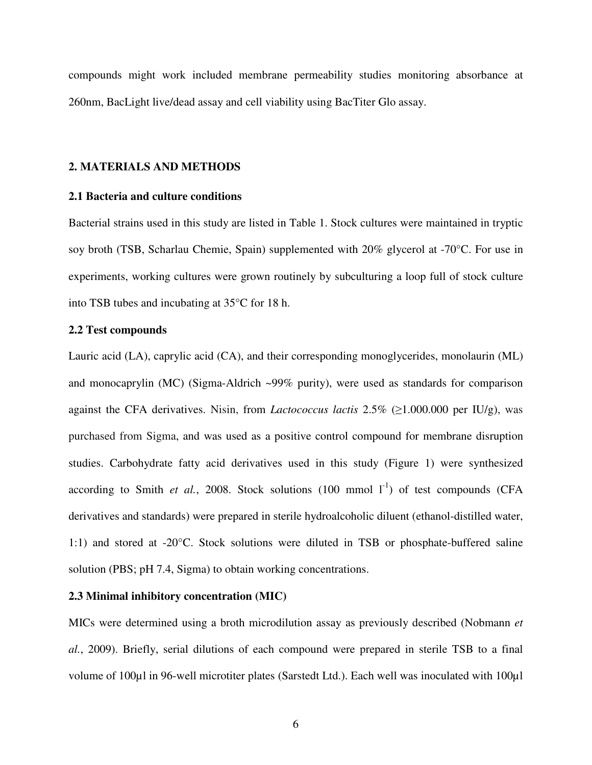compounds might work included membrane permeability studies monitoring absorbance at 260nm, BacLight live/dead assay and cell viability using BacTiter Glo assay.

## 2. MATERIALS AND METHODS

### 2.1 Bacteria and culture conditions

Bacterial strains used in this study are listed in Table 1. Stock cultures were maintained in tryptic soy broth (TSB, Scharlau Chemie, Spain) supplemented with 20% glycerol at -70°C. For use in experiments, working cultures were grown routinely by subculturing a loop full of stock culture into TSB tubes and incubating at 35°C for 18 h.

### 2.2 Test compounds

Lauric acid (LA), caprylic acid (CA), and their corresponding monoglycerides, monolaurin (ML) and monocaprylin (MC) (Sigma-Aldrich ~99% purity), were used as standards for comparison against the CFA derivatives. Nisin, from *Lactococcus lactis* 2.5% (≥1.000.000 per IU/g), was purchased from Sigma, and was used as a positive control compound for membrane disruption studies. Carbohydrate fatty acid derivatives used in this study (Figure 1) were synthesized according to Smith *et al.*, 2008. Stock solutions (100 mmol $l^{-1}$) of test compounds (CFA derivatives and standards) were prepared in sterile hydroalcoholic diluent (ethanol-distilled water, 1:1) and stored at -20°C. Stock solutions were diluted in TSB or phosphate-buffered saline solution (PBS; pH 7.4, Sigma) to obtain working concentrations.

### 2.3 Minimal inhibitory concentration (MIC)

MICs were determined using a broth microdilution assay as previously described (Nobmann *et al.*, 2009). Briefly, serial dilutions of each compound were prepared in sterile TSB to a final volume of 100µl in 96-well microtiter plates (Sarstedt Ltd.). Each well was inoculated with 100µl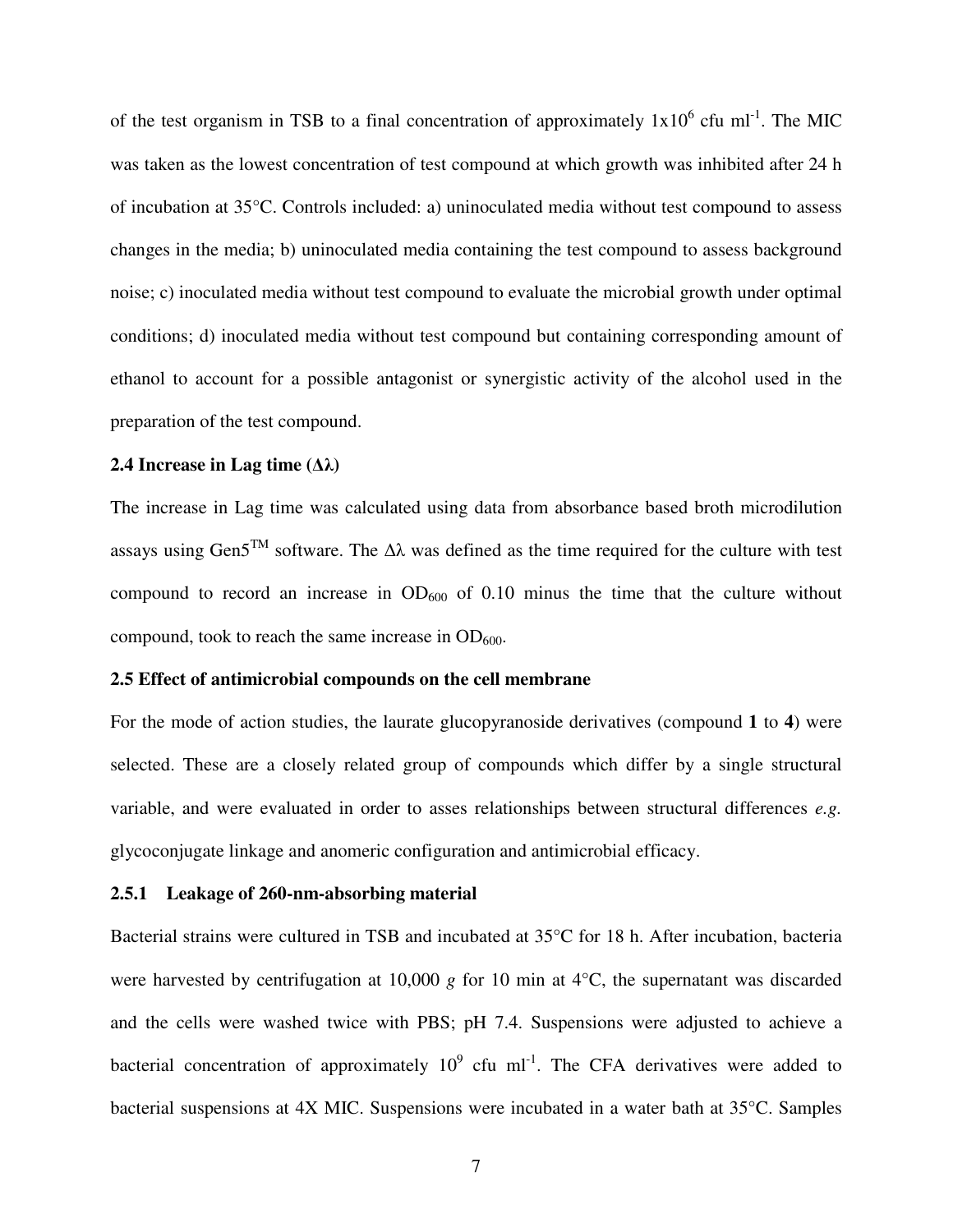of the test organism in TSB to a final concentration of approximately $1x10^6$ cfu $ml^{-1}$. The MIC was taken as the lowest concentration of test compound at which growth was inhibited after 24 h of incubation at 35°C. Controls included: a) uninoculated media without test compound to assess changes in the media; b) uninoculated media containing the test compound to assess background noise; c) inoculated media without test compound to evaluate the microbial growth under optimal conditions; d) inoculated media without test compound but containing corresponding amount of ethanol to account for a possible antagonist or synergistic activity of the alcohol used in the preparation of the test compound.

### 2.4 Increase in Lag time (Δλ)

The increase in Lag time was calculated using data from absorbance based broth microdilution assays using Gen5™ software. The Δλ was defined as the time required for the culture with test compound to record an increase in $OD_{600}$ of 0.10 minus the time that the culture without compound, took to reach the same increase in $OD_{600}$.

### 2.5 Effect of antimicrobial compounds on the cell membrane

For the mode of action studies, the laurate glucopyranoside derivatives (compound **1** to **4**) were selected. These are a closely related group of compounds which differ by a single structural variable, and were evaluated in order to asses relationships between structural differences *e.g.* glycoconjugate linkage and anomeric configuration and antimicrobial efficacy.

#### 2.5.1 Leakage of 260-nm-absorbing material

Bacterial strains were cultured in TSB and incubated at 35°C for 18 h. After incubation, bacteria were harvested by centrifugation at 10,000 *g* for 10 min at 4°C, the supernatant was discarded and the cells were washed twice with PBS; pH 7.4. Suspensions were adjusted to achieve a bacterial concentration of approximately $10^9$ cfu $ml^{-1}$. The CFA derivatives were added to bacterial suspensions at 4X MIC. Suspensions were incubated in a water bath at 35°C. Samples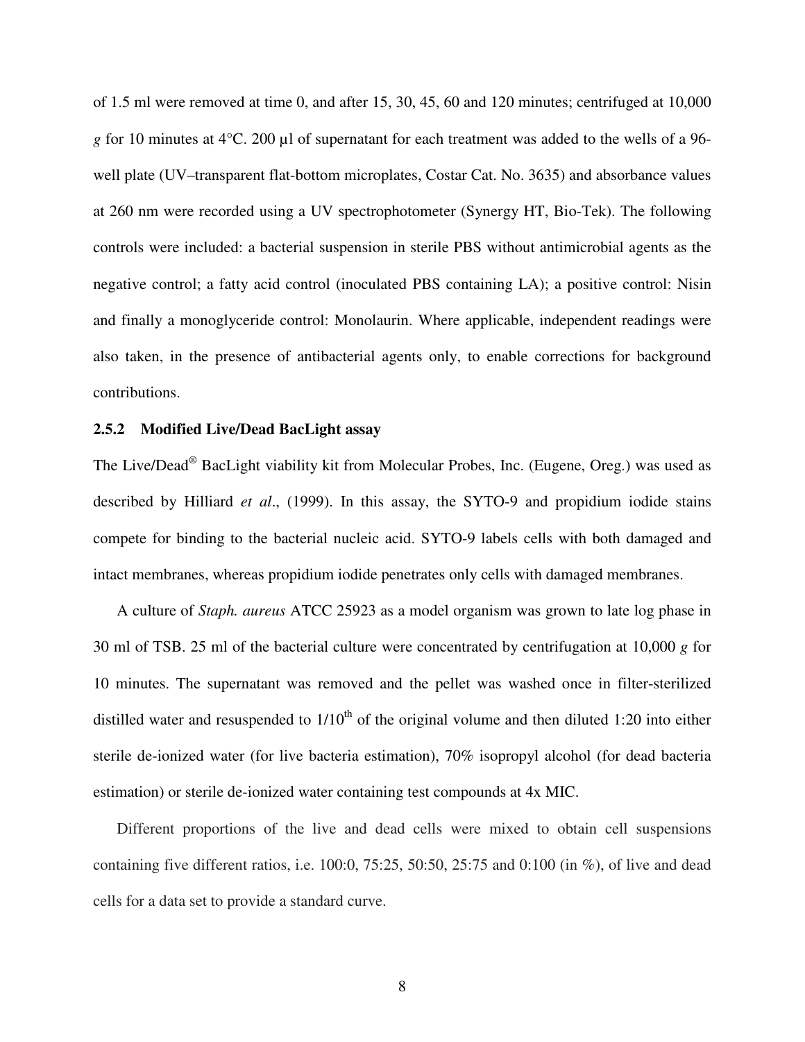of 1.5 ml were removed at time 0, and after 15, 30, 45, 60 and 120 minutes; centrifuged at 10,000 *g* for 10 minutes at 4°C. 200 µl of supernatant for each treatment was added to the wells of a 96-well plate (UV–transparent flat-bottom microplates, Costar Cat. No. 3635) and absorbance values at 260 nm were recorded using a UV spectrophotometer (Synergy HT, Bio-Tek). The following controls were included: a bacterial suspension in sterile PBS without antimicrobial agents as the negative control; a fatty acid control (inoculated PBS containing LA); a positive control: Nisin and finally a monoglyceride control: Monolaurin. Where applicable, independent readings were also taken, in the presence of antibacterial agents only, to enable corrections for background contributions.

### 2.5.2 Modified Live/Dead BacLight assay

The Live/Dead® BacLight viability kit from Molecular Probes, Inc. (Eugene, Oreg.) was used as described by Hilliard *et al*., (1999). In this assay, the SYTO-9 and propidium iodide stains compete for binding to the bacterial nucleic acid. SYTO-9 labels cells with both damaged and intact membranes, whereas propidium iodide penetrates only cells with damaged membranes.

A culture of *Staph. aureus* ATCC 25923 as a model organism was grown to late log phase in 30 ml of TSB. 25 ml of the bacterial culture were concentrated by centrifugation at 10,000 *g* for 10 minutes. The supernatant was removed and the pellet was washed once in filter-sterilized distilled water and resuspended to $1/10^{th}$ of the original volume and then diluted 1:20 into either sterile de-ionized water (for live bacteria estimation), 70% isopropyl alcohol (for dead bacteria estimation) or sterile de-ionized water containing test compounds at 4x MIC.

Different proportions of the live and dead cells were mixed to obtain cell suspensions containing five different ratios, i.e. 100:0, 75:25, 50:50, 25:75 and 0:100 (in %), of live and dead cells for a data set to provide a standard curve.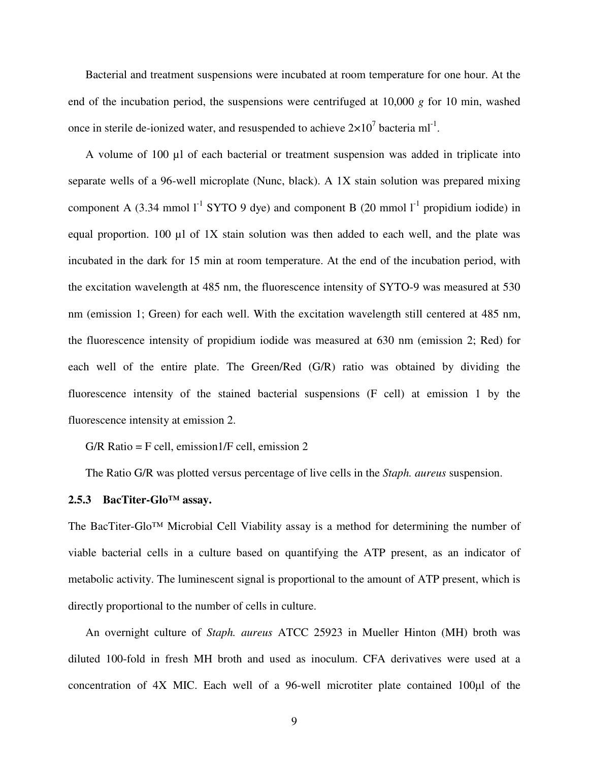Bacterial and treatment suspensions were incubated at room temperature for one hour. At the end of the incubation period, the suspensions were centrifuged at 10,000 *g* for 10 min, washed once in sterile de-ionized water, and resuspended to achieve $2\times10^7$ bacteria $ml^{-1}$.

A volume of 100 µl of each bacterial or treatment suspension was added in triplicate into separate wells of a 96-well microplate (Nunc, black). A 1X stain solution was prepared mixing component A (3.34 mmol $l^{-1}$ SYTO 9 dye) and component B (20 mmol $l^{-1}$ propidium iodide) in equal proportion. 100 µl of 1X stain solution was then added to each well, and the plate was incubated in the dark for 15 min at room temperature. At the end of the incubation period, with the excitation wavelength at 485 nm, the fluorescence intensity of SYTO-9 was measured at 530 nm (emission 1; Green) for each well. With the excitation wavelength still centered at 485 nm, the fluorescence intensity of propidium iodide was measured at 630 nm (emission 2; Red) for each well of the entire plate. The Green/Red (G/R) ratio was obtained by dividing the fluorescence intensity of the stained bacterial suspensions (F cell) at emission 1 by the fluorescence intensity at emission 2.

G/R Ratio = F cell, emission1/F cell, emission 2

The Ratio G/R was plotted versus percentage of live cells in the *Staph. aureus* suspension.

### 2.5.3 BacTiter-Glo™ assay.

The BacTiter-Glo™ Microbial Cell Viability assay is a method for determining the number of viable bacterial cells in a culture based on quantifying the ATP present, as an indicator of metabolic activity. The luminescent signal is proportional to the amount of ATP present, which is directly proportional to the number of cells in culture.

An overnight culture of *Staph. aureus* ATCC 25923 in Mueller Hinton (MH) broth was diluted 100-fold in fresh MH broth and used as inoculum. CFA derivatives were used at a concentration of 4X MIC. Each well of a 96-well microtiter plate contained 100µl of the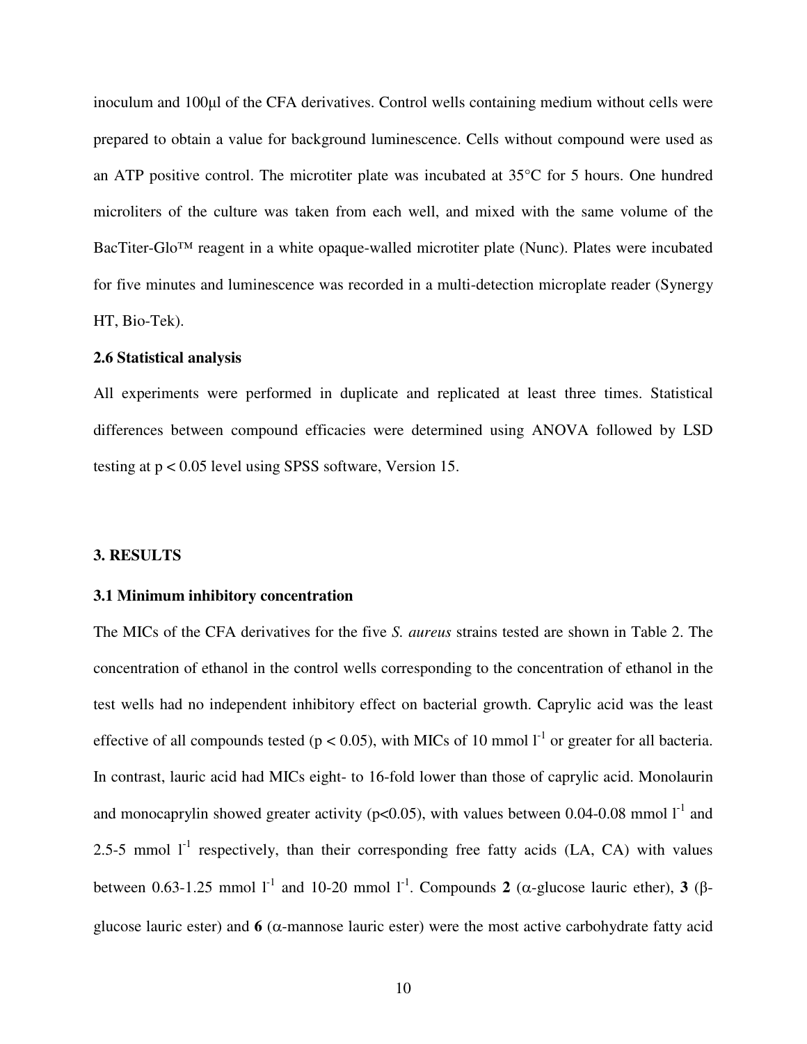inoculum and 100μl of the CFA derivatives. Control wells containing medium without cells were prepared to obtain a value for background luminescence. Cells without compound were used as an ATP positive control. The microtiter plate was incubated at 35°C for 5 hours. One hundred microliters of the culture was taken from each well, and mixed with the same volume of the BacTiter-Glo™ reagent in a white opaque-walled microtiter plate (Nunc). Plates were incubated for five minutes and luminescence was recorded in a multi-detection microplate reader (Synergy HT, Bio-Tek).

### 2.6 Statistical analysis

All experiments were performed in duplicate and replicated at least three times. Statistical differences between compound efficacies were determined using ANOVA followed by LSD testing at $p < 0.05$ level using SPSS software, Version 15.

## 3. RESULTS

### 3.1 Minimum inhibitory concentration

The MICs of the CFA derivatives for the five *S. aureus* strains tested are shown in Table 2. The concentration of ethanol in the control wells corresponding to the concentration of ethanol in the test wells had no independent inhibitory effect on bacterial growth. Caprylic acid was the least effective of all compounds tested ($p < 0.05$), with MICs of 10 mmol $l^{-1}$ or greater for all bacteria. In contrast, lauric acid had MICs eight- to 16-fold lower than those of caprylic acid. Monolaurin and monocaprylin showed greater activity ($p<0.05$), with values between 0.04-0.08 mmol $l^{-1}$ and 2.5-5 mmol $l^{-1}$ respectively, than their corresponding free fatty acids (LA, CA) with values between 0.63-1.25 mmol $l^{-1}$ and 10-20 mmol $l^{-1}$. Compounds **2** (α-glucose lauric ether), **3** (β-glucose lauric ester) and **6** (α-mannose lauric ester) were the most active carbohydrate fatty acid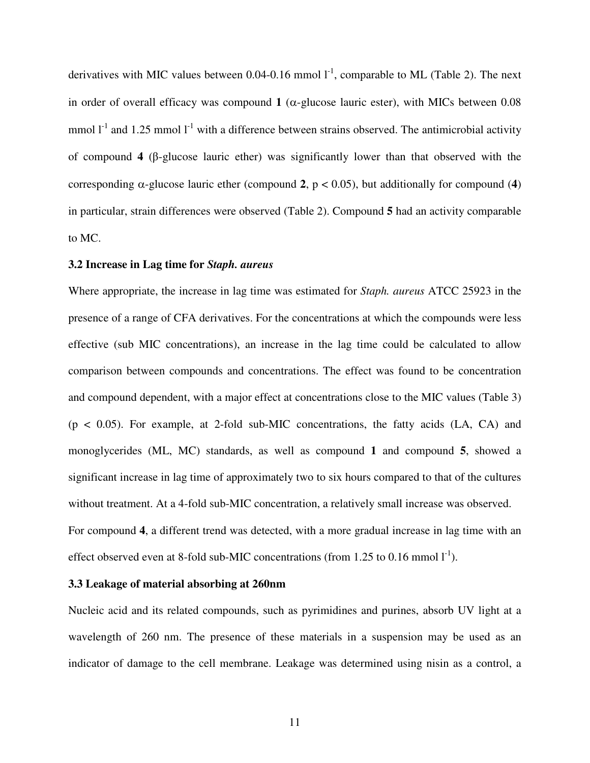derivatives with MIC values between 0.04-0.16 mmol $l^{-1}$, comparable to ML (Table 2). The next in order of overall efficacy was compound **1** ($\alpha$-glucose lauric ester), with MICs between 0.08 mmol $l^{-1}$ and 1.25 mmol $l^{-1}$ with a difference between strains observed. The antimicrobial activity of compound **4** ($\beta$-glucose lauric ether) was significantly lower than that observed with the corresponding $\alpha$-glucose lauric ether (compound **2**, $p < 0.05$), but additionally for compound (**4**) in particular, strain differences were observed (Table 2). Compound **5** had an activity comparable to MC.

### 3.2 Increase in Lag time for *Staph. aureus*

Where appropriate, the increase in lag time was estimated for *Staph. aureus* ATCC 25923 in the presence of a range of CFA derivatives. For the concentrations at which the compounds were less effective (sub MIC concentrations), an increase in the lag time could be calculated to allow comparison between compounds and concentrations. The effect was found to be concentration and compound dependent, with a major effect at concentrations close to the MIC values (Table 3) ($p < 0.05$). For example, at 2-fold sub-MIC concentrations, the fatty acids (LA, CA) and monoglycerides (ML, MC) standards, as well as compound **1** and compound **5**, showed a significant increase in lag time of approximately two to six hours compared to that of the cultures without treatment. At a 4-fold sub-MIC concentration, a relatively small increase was observed.

For compound **4**, a different trend was detected, with a more gradual increase in lag time with an effect observed even at 8-fold sub-MIC concentrations (from 1.25 to 0.16 mmol $l^{-1}$).

### 3.3 Leakage of material absorbing at 260nm

Nucleic acid and its related compounds, such as pyrimidines and purines, absorb UV light at a wavelength of 260 nm. The presence of these materials in a suspension may be used as an indicator of damage to the cell membrane. Leakage was determined using nisin as a control, a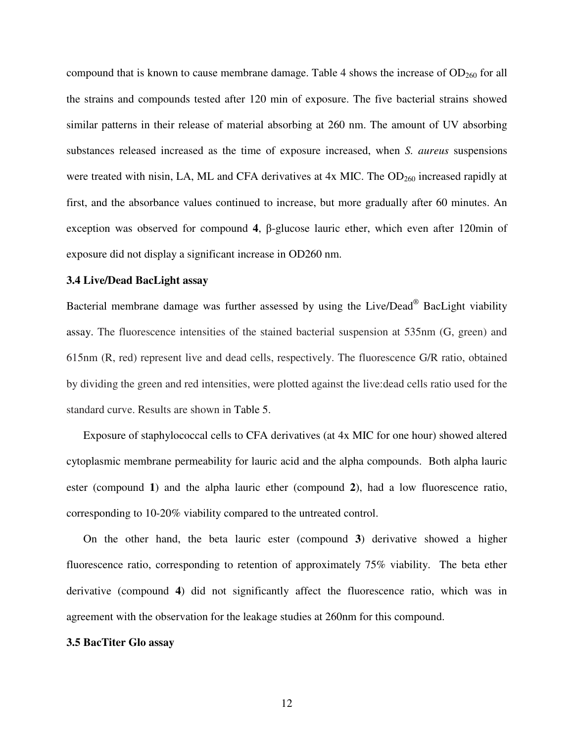compound that is known to cause membrane damage. Table 4 shows the increase of $OD_{260}$ for all the strains and compounds tested after 120 min of exposure. The five bacterial strains showed similar patterns in their release of material absorbing at 260 nm. The amount of UV absorbing substances released increased as the time of exposure increased, when *S. aureus* suspensions were treated with nisin, LA, ML and CFA derivatives at 4x MIC. The $OD_{260}$ increased rapidly at first, and the absorbance values continued to increase, but more gradually after 60 minutes. An exception was observed for compound **4**, β-glucose lauric ether, which even after 120min of exposure did not display a significant increase in OD260 nm.

### 3.4 Live/Dead BacLight assay

Bacterial membrane damage was further assessed by using the Live/Dead® BacLight viability assay. The fluorescence intensities of the stained bacterial suspension at 535nm (G, green) and 615nm (R, red) represent live and dead cells, respectively. The fluorescence G/R ratio, obtained by dividing the green and red intensities, were plotted against the live:dead cells ratio used for the standard curve. Results are shown in Table 5.

Exposure of staphylococcal cells to CFA derivatives (at 4x MIC for one hour) showed altered cytoplasmic membrane permeability for lauric acid and the alpha compounds. Both alpha lauric ester (compound **1**) and the alpha lauric ether (compound **2**), had a low fluorescence ratio, corresponding to 10-20% viability compared to the untreated control.

On the other hand, the beta lauric ester (compound **3**) derivative showed a higher fluorescence ratio, corresponding to retention of approximately 75% viability. The beta ether derivative (compound **4**) did not significantly affect the fluorescence ratio, which was in agreement with the observation for the leakage studies at 260nm for this compound.

### 3.5 BacTiter Glo assay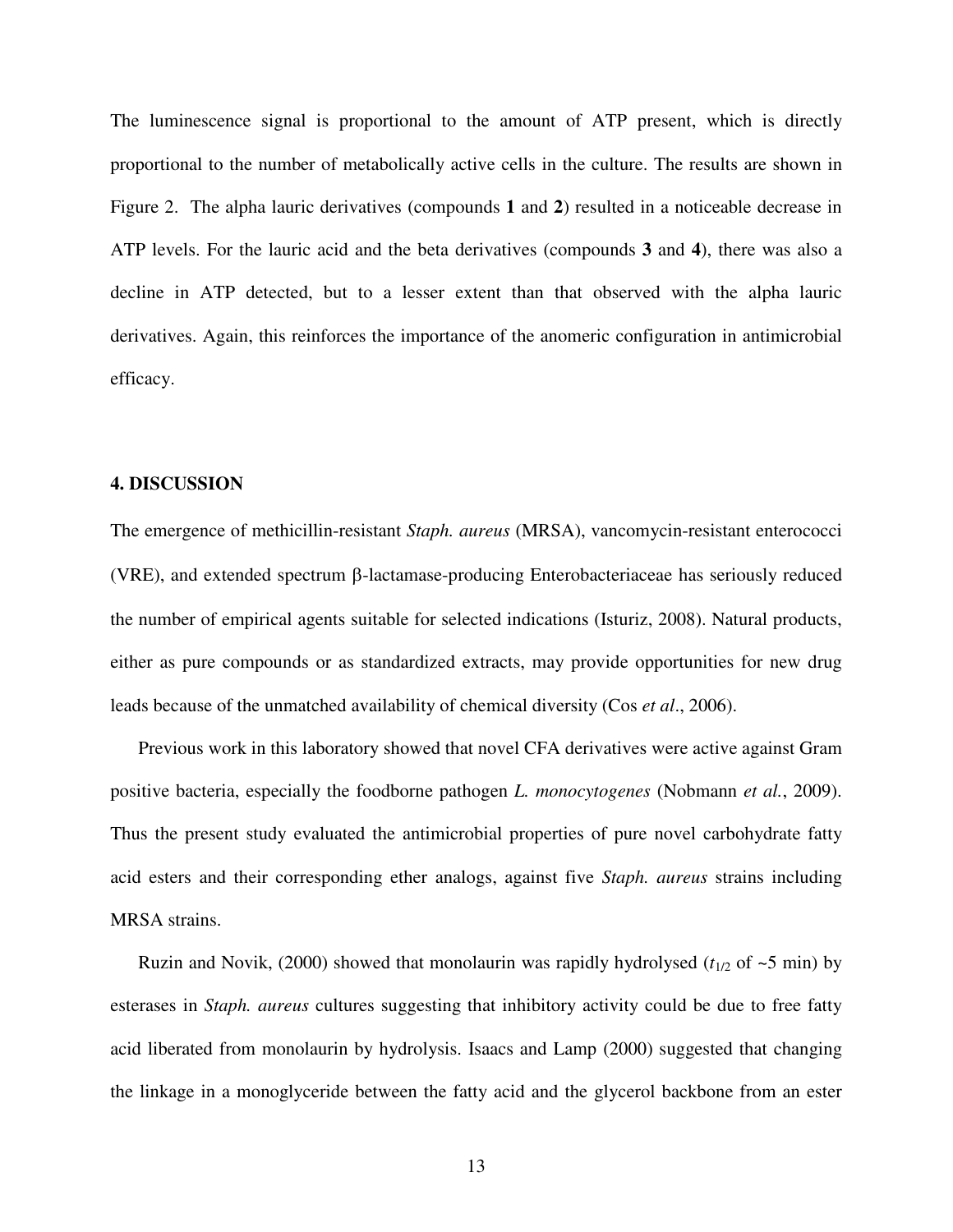The luminescence signal is proportional to the amount of ATP present, which is directly proportional to the number of metabolically active cells in the culture. The results are shown in Figure 2. The alpha lauric derivatives (compounds **1** and **2**) resulted in a noticeable decrease in ATP levels. For the lauric acid and the beta derivatives (compounds **3** and **4**), there was also a decline in ATP detected, but to a lesser extent than that observed with the alpha lauric derivatives. Again, this reinforces the importance of the anomeric configuration in antimicrobial efficacy.

## 4. DISCUSSION

The emergence of methicillin-resistant *Staph. aureus* (MRSA), vancomycin-resistant enterococci (VRE), and extended spectrum β-lactamase-producing Enterobacteriaceae has seriously reduced the number of empirical agents suitable for selected indications (Isturiz, 2008). Natural products, either as pure compounds or as standardized extracts, may provide opportunities for new drug leads because of the unmatched availability of chemical diversity (Cos *et al*., 2006).

Previous work in this laboratory showed that novel CFA derivatives were active against Gram positive bacteria, especially the foodborne pathogen *L. monocytogenes* (Nobmann *et al.*, 2009). Thus the present study evaluated the antimicrobial properties of pure novel carbohydrate fatty acid esters and their corresponding ether analogs, against five *Staph. aureus* strains including MRSA strains.

Ruzin and Novik, (2000) showed that monolaurin was rapidly hydrolysed ($t_{1/2}$ of ~5 min) by esterases in *Staph. aureus* cultures suggesting that inhibitory activity could be due to free fatty acid liberated from monolaurin by hydrolysis. Isaacs and Lamp (2000) suggested that changing the linkage in a monoglyceride between the fatty acid and the glycerol backbone from an ester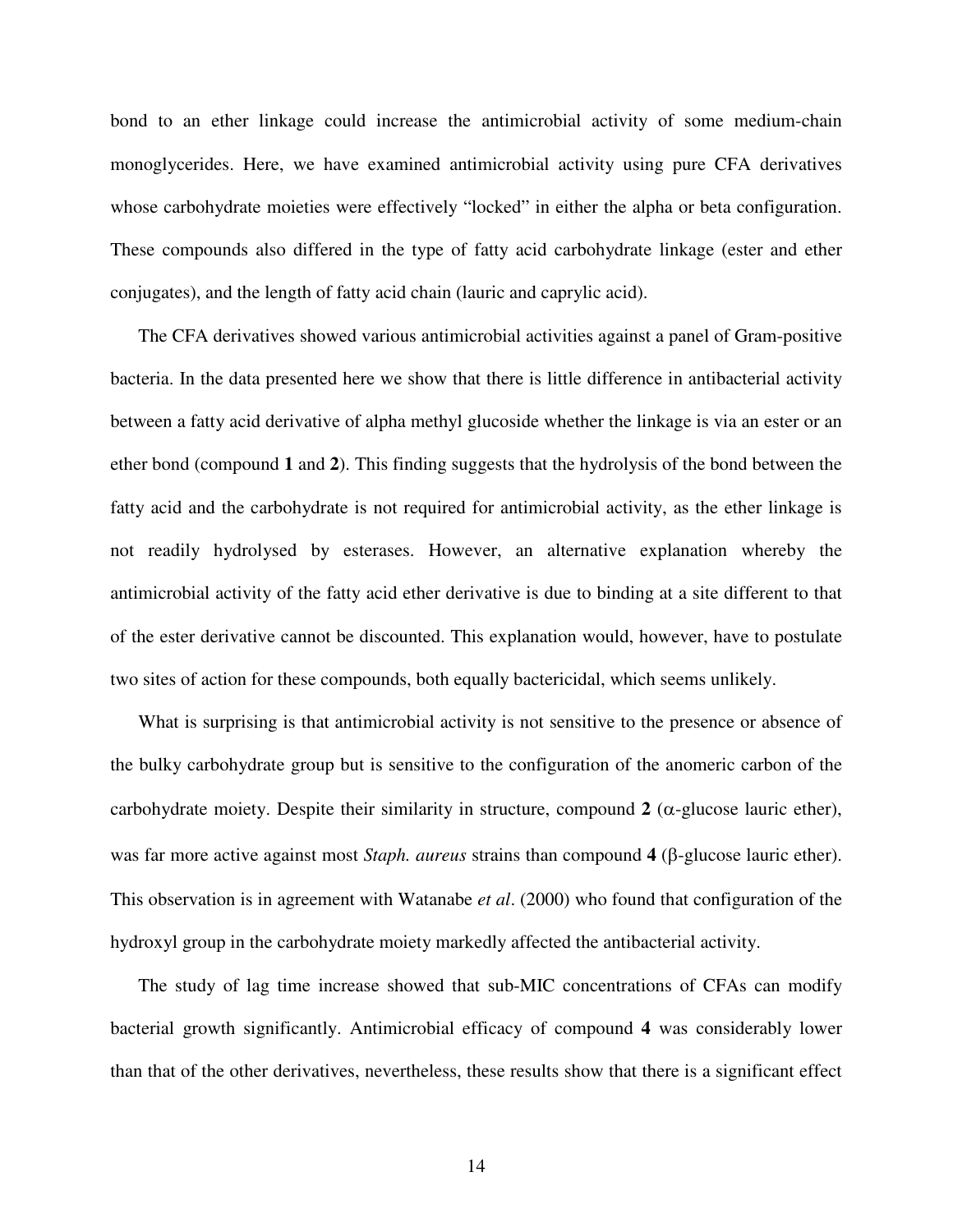bond to an ether linkage could increase the antimicrobial activity of some medium-chain monoglycerides. Here, we have examined antimicrobial activity using pure CFA derivatives whose carbohydrate moieties were effectively "locked" in either the alpha or beta configuration. These compounds also differed in the type of fatty acid carbohydrate linkage (ester and ether conjugates), and the length of fatty acid chain (lauric and caprylic acid).

The CFA derivatives showed various antimicrobial activities against a panel of Gram-positive bacteria. In the data presented here we show that there is little difference in antibacterial activity between a fatty acid derivative of alpha methyl glucoside whether the linkage is via an ester or an ether bond (compound **1** and **2**). This finding suggests that the hydrolysis of the bond between the fatty acid and the carbohydrate is not required for antimicrobial activity, as the ether linkage is not readily hydrolysed by esterases. However, an alternative explanation whereby the antimicrobial activity of the fatty acid ether derivative is due to binding at a site different to that of the ester derivative cannot be discounted. This explanation would, however, have to postulate two sites of action for these compounds, both equally bactericidal, which seems unlikely.

What is surprising is that antimicrobial activity is not sensitive to the presence or absence of the bulky carbohydrate group but is sensitive to the configuration of the anomeric carbon of the carbohydrate moiety. Despite their similarity in structure, compound **2** ($\alpha$-glucose lauric ether), was far more active against most *Staph. aureus* strains than compound **4** ($\beta$-glucose lauric ether). This observation is in agreement with Watanabe *et al*. (2000) who found that configuration of the hydroxyl group in the carbohydrate moiety markedly affected the antibacterial activity.

The study of lag time increase showed that sub-MIC concentrations of CFAs can modify bacterial growth significantly. Antimicrobial efficacy of compound **4** was considerably lower than that of the other derivatives, nevertheless, these results show that there is a significant effect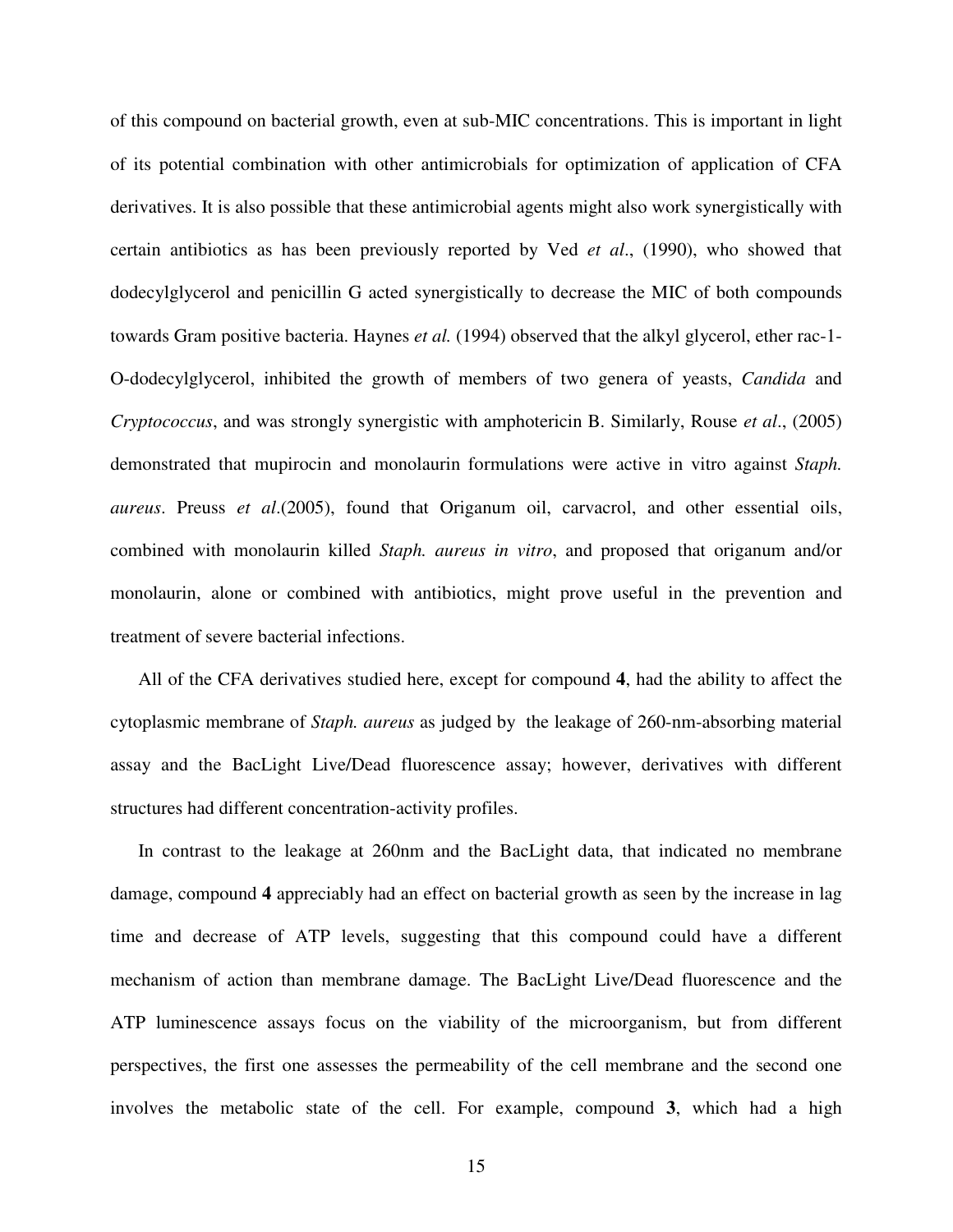of this compound on bacterial growth, even at sub-MIC concentrations. This is important in light of its potential combination with other antimicrobials for optimization of application of CFA derivatives. It is also possible that these antimicrobial agents might also work synergistically with certain antibiotics as has been previously reported by Ved *et al*., (1990), who showed that dodecylglycerol and penicillin G acted synergistically to decrease the MIC of both compounds towards Gram positive bacteria. Haynes *et al.* (1994) observed that the alkyl glycerol, ether rac-1-O-dodecylglycerol, inhibited the growth of members of two genera of yeasts, *Candida* and *Cryptococcus*, and was strongly synergistic with amphotericin B. Similarly, Rouse *et al*., (2005) demonstrated that mupirocin and monolaurin formulations were active in vitro against *Staph. aureus*. Preuss *et al*.(2005), found that Origanum oil, carvacrol, and other essential oils, combined with monolaurin killed *Staph. aureus in vitro*, and proposed that origanum and/or monolaurin, alone or combined with antibiotics, might prove useful in the prevention and treatment of severe bacterial infections.

All of the CFA derivatives studied here, except for compound **4**, had the ability to affect the cytoplasmic membrane of *Staph. aureus* as judged by the leakage of 260-nm-absorbing material assay and the BacLight Live/Dead fluorescence assay; however, derivatives with different structures had different concentration-activity profiles.

In contrast to the leakage at 260nm and the BacLight data, that indicated no membrane damage, compound **4** appreciably had an effect on bacterial growth as seen by the increase in lag time and decrease of ATP levels, suggesting that this compound could have a different mechanism of action than membrane damage. The BacLight Live/Dead fluorescence and the ATP luminescence assays focus on the viability of the microorganism, but from different perspectives, the first one assesses the permeability of the cell membrane and the second one involves the metabolic state of the cell. For example, compound **3**, which had a high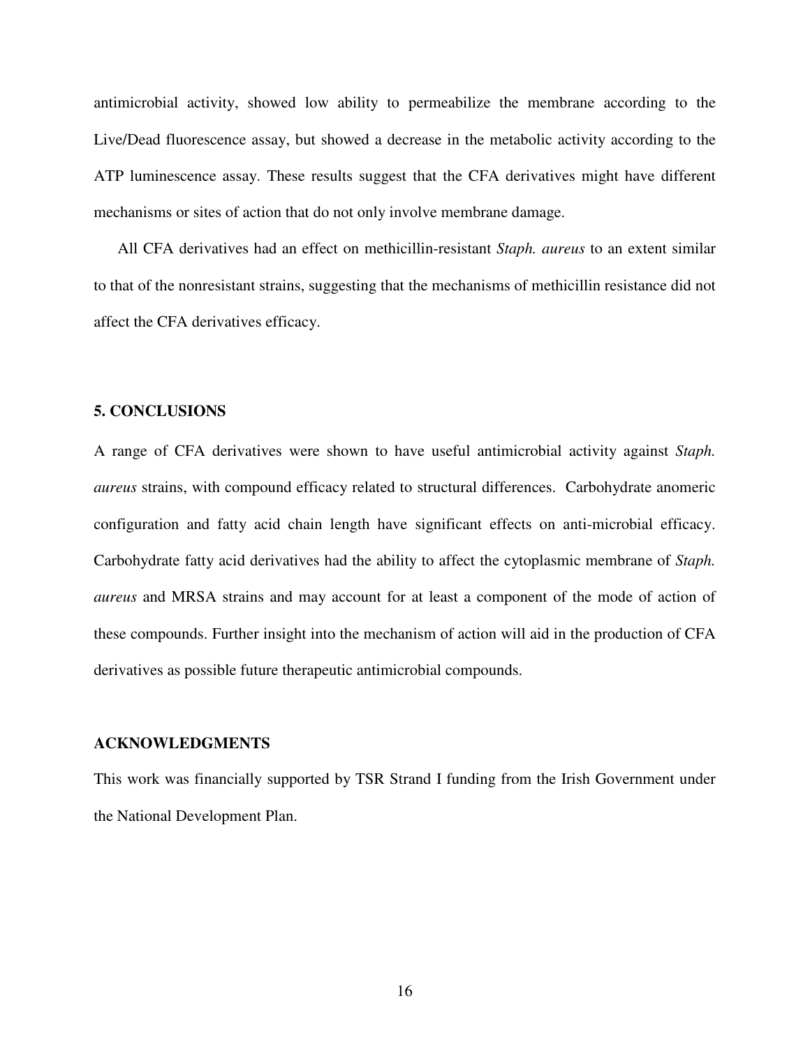antimicrobial activity, showed low ability to permeabilize the membrane according to the Live/Dead fluorescence assay, but showed a decrease in the metabolic activity according to the ATP luminescence assay. These results suggest that the CFA derivatives might have different mechanisms or sites of action that do not only involve membrane damage.

All CFA derivatives had an effect on methicillin-resistant *Staph. aureus* to an extent similar to that of the nonresistant strains, suggesting that the mechanisms of methicillin resistance did not affect the CFA derivatives efficacy.

## 5. CONCLUSIONS

A range of CFA derivatives were shown to have useful antimicrobial activity against *Staph. aureus* strains, with compound efficacy related to structural differences. Carbohydrate anomeric configuration and fatty acid chain length have significant effects on anti-microbial efficacy. Carbohydrate fatty acid derivatives had the ability to affect the cytoplasmic membrane of *Staph. aureus* and MRSA strains and may account for at least a component of the mode of action of these compounds. Further insight into the mechanism of action will aid in the production of CFA derivatives as possible future therapeutic antimicrobial compounds.

## ACKNOWLEDGMENTS

This work was financially supported by TSR Strand I funding from the Irish Government under the National Development Plan.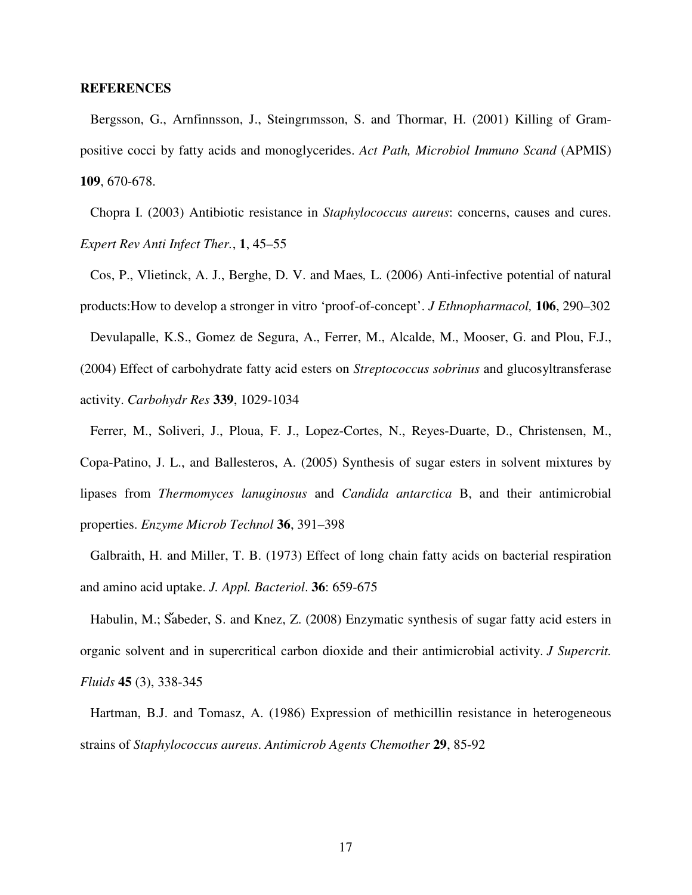## REFERENCES

Bergsson, G., Arnfinnsson, J., Steingrımsson, S. and Thormar, H. (2001) Killing of Gram-positive cocci by fatty acids and monoglycerides. *Act Path, Microbiol Immuno Scand* (APMIS) **109**, 670-678.

Chopra I. (2003) Antibiotic resistance in *Staphylococcus aureus*: concerns, causes and cures. *Expert Rev Anti Infect Ther.*, **1**, 45–55

Cos, P., Vlietinck, A. J., Berghe, D. V. and Maes*,* L. (2006) Anti-infective potential of natural products:How to develop a stronger in vitro 'proof-of-concept'. *J Ethnopharmacol,* **106**, 290–302

Devulapalle, K.S., Gomez de Segura, A., Ferrer, M., Alcalde, M., Mooser, G. and Plou, F.J., (2004) Effect of carbohydrate fatty acid esters on *Streptococcus sobrinus* and glucosyltransferase activity. *Carbohydr Res* **339**, 1029-1034

Ferrer, M., Soliveri, J., Ploua, F. J., Lopez-Cortes, N., Reyes-Duarte, D., Christensen, M., Copa-Patino, J. L., and Ballesteros, A. (2005) Synthesis of sugar esters in solvent mixtures by lipases from *Thermomyces lanuginosus* and *Candida antarctica* B, and their antimicrobial properties. *Enzyme Microb Technol* **36**, 391–398

Galbraith, H. and Miller, T. B. (1973) Effect of long chain fatty acids on bacterial respiration and amino acid uptake. *J. Appl. Bacteriol*. **36**: 659-675

Habulin, M.; Šabeder, S. and Knez, Z. (2008) Enzymatic synthesis of sugar fatty acid esters in organic solvent and in supercritical carbon dioxide and their antimicrobial activity. *J Supercrit. Fluids* **45** (3), 338-345

Hartman, B.J. and Tomasz, A. (1986) Expression of methicillin resistance in heterogeneous strains of *Staphylococcus aureus*. *Antimicrob Agents Chemother* **29**, 85-92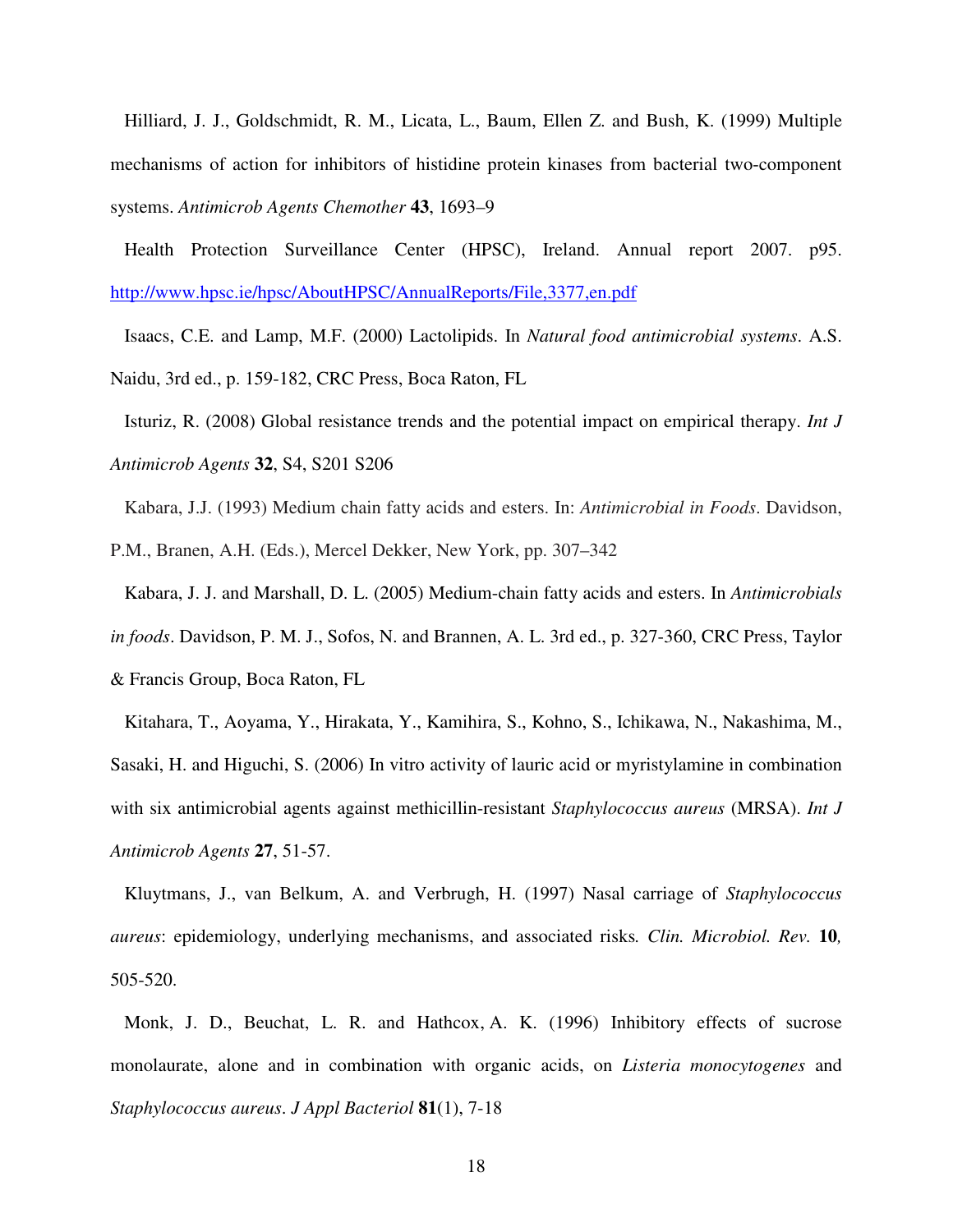Hilliard, J. J., Goldschmidt, R. M., Licata, L., Baum, Ellen Z. and Bush, K. (1999) Multiple mechanisms of action for inhibitors of histidine protein kinases from bacterial two-component systems. *Antimicrob Agents Chemother* **43**, 1693–9

Health Protection Surveillance Center (HPSC), Ireland. Annual report 2007. p95. http://www.hpsc.ie/hpsc/AboutHPSC/AnnualReports/File,3377,en.pdf

Isaacs, C.E. and Lamp, M.F. (2000) Lactolipids. In *Natural food antimicrobial systems*. A.S. Naidu, 3rd ed., p. 159-182, CRC Press, Boca Raton, FL

Isturiz, R. (2008) Global resistance trends and the potential impact on empirical therapy. *Int J Antimicrob Agents* **32**, S4, S201 S206

Kabara, J.J. (1993) Medium chain fatty acids and esters. In: *Antimicrobial in Foods*. Davidson, P.M., Branen, A.H. (Eds.), Mercel Dekker, New York, pp. 307–342

Kabara, J. J. and Marshall, D. L. (2005) Medium-chain fatty acids and esters. In *Antimicrobials in foods*. Davidson, P. M. J., Sofos, N. and Brannen, A. L. 3rd ed., p. 327-360, CRC Press, Taylor & Francis Group, Boca Raton, FL

Kitahara, T., Aoyama, Y., Hirakata, Y., Kamihira, S., Kohno, S., Ichikawa, N., Nakashima, M., Sasaki, H. and Higuchi, S. (2006) In vitro activity of lauric acid or myristylamine in combination with six antimicrobial agents against methicillin-resistant *Staphylococcus aureus* (MRSA). *Int J Antimicrob Agents* **27**, 51-57.

Kluytmans, J., van Belkum, A. and Verbrugh, H. (1997) Nasal carriage of *Staphylococcus aureus*: epidemiology, underlying mechanisms, and associated risks*. Clin. Microbiol. Rev.* **10***,* 505-520.

Monk, J. D., Beuchat, L. R. and Hathcox, A. K. (1996) Inhibitory effects of sucrose monolaurate, alone and in combination with organic acids, on *Listeria monocytogenes* and *Staphylococcus aureus*. *J Appl Bacteriol* **81**(1), 7-18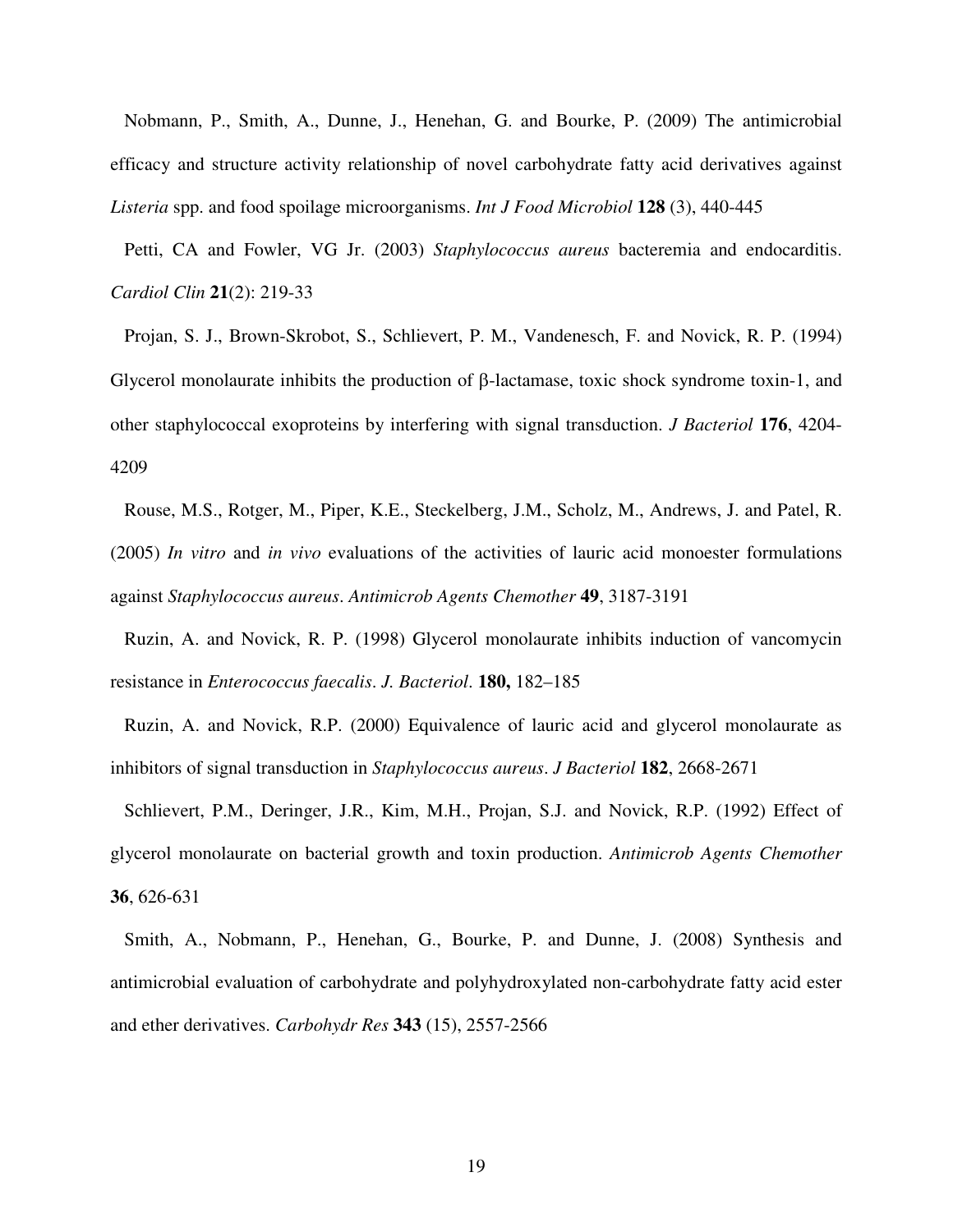Nobmann, P., Smith, A., Dunne, J., Henehan, G. and Bourke, P. (2009) The antimicrobial efficacy and structure activity relationship of novel carbohydrate fatty acid derivatives against *Listeria* spp. and food spoilage microorganisms. *Int J Food Microbiol* **128** (3), 440-445

Petti, CA and Fowler, VG Jr. (2003) *Staphylococcus aureus* bacteremia and endocarditis. *Cardiol Clin* **21**(2): 219-33

Projan, S. J., Brown-Skrobot, S., Schlievert, P. M., Vandenesch, F. and Novick, R. P. (1994) Glycerol monolaurate inhibits the production of β-lactamase, toxic shock syndrome toxin-1, and other staphylococcal exoproteins by interfering with signal transduction. *J Bacteriol* **176**, 4204-4209

Rouse, M.S., Rotger, M., Piper, K.E., Steckelberg, J.M., Scholz, M., Andrews, J. and Patel, R. (2005) *In vitro* and *in vivo* evaluations of the activities of lauric acid monoester formulations against *Staphylococcus aureus*. *Antimicrob Agents Chemother* **49**, 3187-3191

Ruzin, A. and Novick, R. P. (1998) Glycerol monolaurate inhibits induction of vancomycin resistance in *Enterococcus faecalis*. *J. Bacteriol*. **180,** 182–185

Ruzin, A. and Novick, R.P. (2000) Equivalence of lauric acid and glycerol monolaurate as inhibitors of signal transduction in *Staphylococcus aureus*. *J Bacteriol* **182**, 2668-2671

Schlievert, P.M., Deringer, J.R., Kim, M.H., Projan, S.J. and Novick, R.P. (1992) Effect of glycerol monolaurate on bacterial growth and toxin production. *Antimicrob Agents Chemother* **36**, 626-631

Smith, A., Nobmann, P., Henehan, G., Bourke, P. and Dunne, J. (2008) Synthesis and antimicrobial evaluation of carbohydrate and polyhydroxylated non-carbohydrate fatty acid ester and ether derivatives. *Carbohydr Res* **343** (15), 2557-2566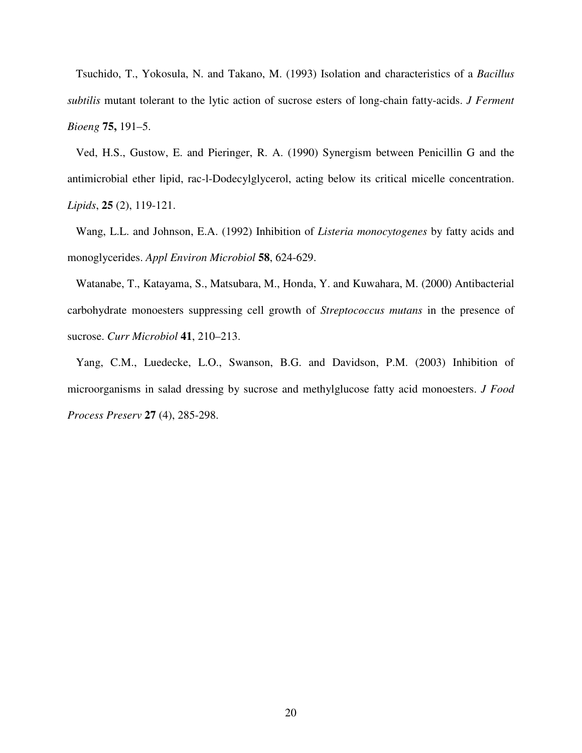Tsuchido, T., Yokosula, N. and Takano, M. (1993) Isolation and characteristics of a *Bacillus subtilis* mutant tolerant to the lytic action of sucrose esters of long-chain fatty-acids. *J Ferment Bioeng* **75,** 191–5.

Ved, H.S., Gustow, E. and Pieringer, R. A. (1990) Synergism between Penicillin G and the antimicrobial ether lipid, rac-l-Dodecylglycerol, acting below its critical micelle concentration. *Lipids*, **25** (2), 119-121.

Wang, L.L. and Johnson, E.A. (1992) Inhibition of *Listeria monocytogenes* by fatty acids and monoglycerides. *Appl Environ Microbiol* **58**, 624-629.

Watanabe, T., Katayama, S., Matsubara, M., Honda, Y. and Kuwahara, M. (2000) Antibacterial carbohydrate monoesters suppressing cell growth of *Streptococcus mutans* in the presence of sucrose. *Curr Microbiol* **41**, 210–213.

Yang, C.M., Luedecke, L.O., Swanson, B.G. and Davidson, P.M. (2003) Inhibition of microorganisms in salad dressing by sucrose and methylglucose fatty acid monoesters. *J Food Process Preserv* **27** (4), 285-298.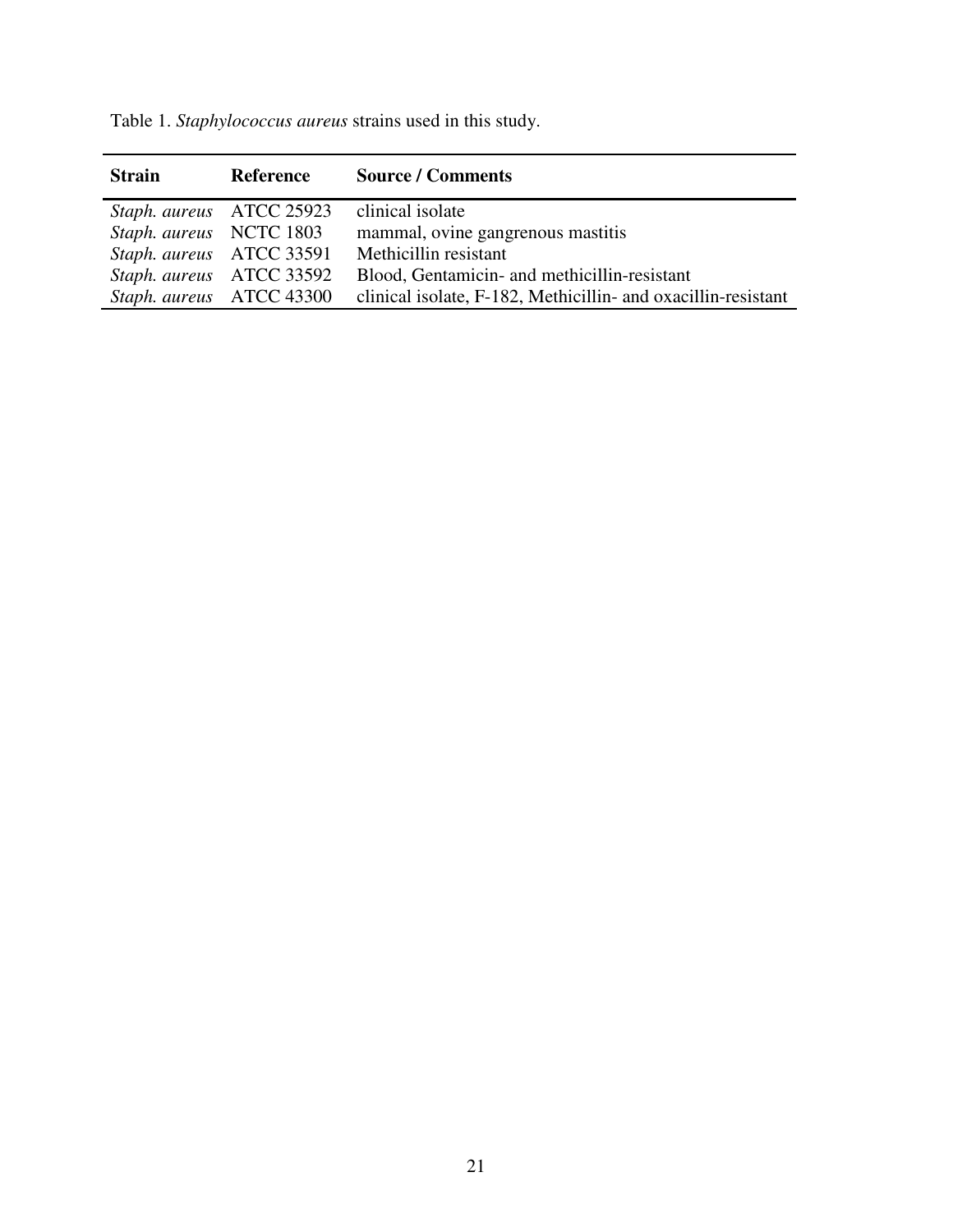Table 1. *Staphylococcus aureus* strains used in this study.

| **Strain** | **Reference** | **Source / Comments** |
|---|---|---|
| *Staph. aureus* | ATCC 25923 | clinical isolate |
| *Staph. aureus* | NCTC 1803 | mammal, ovine gangrenous mastitis |
| *Staph. aureus* | ATCC 33591 | Methicillin resistant |
| *Staph. aureus* | ATCC 33592 | Blood, Gentamicin- and methicillin-resistant |
| *Staph. aureus* | ATCC 43300 | clinical isolate, F-182, Methicillin- and oxacillin-resistant |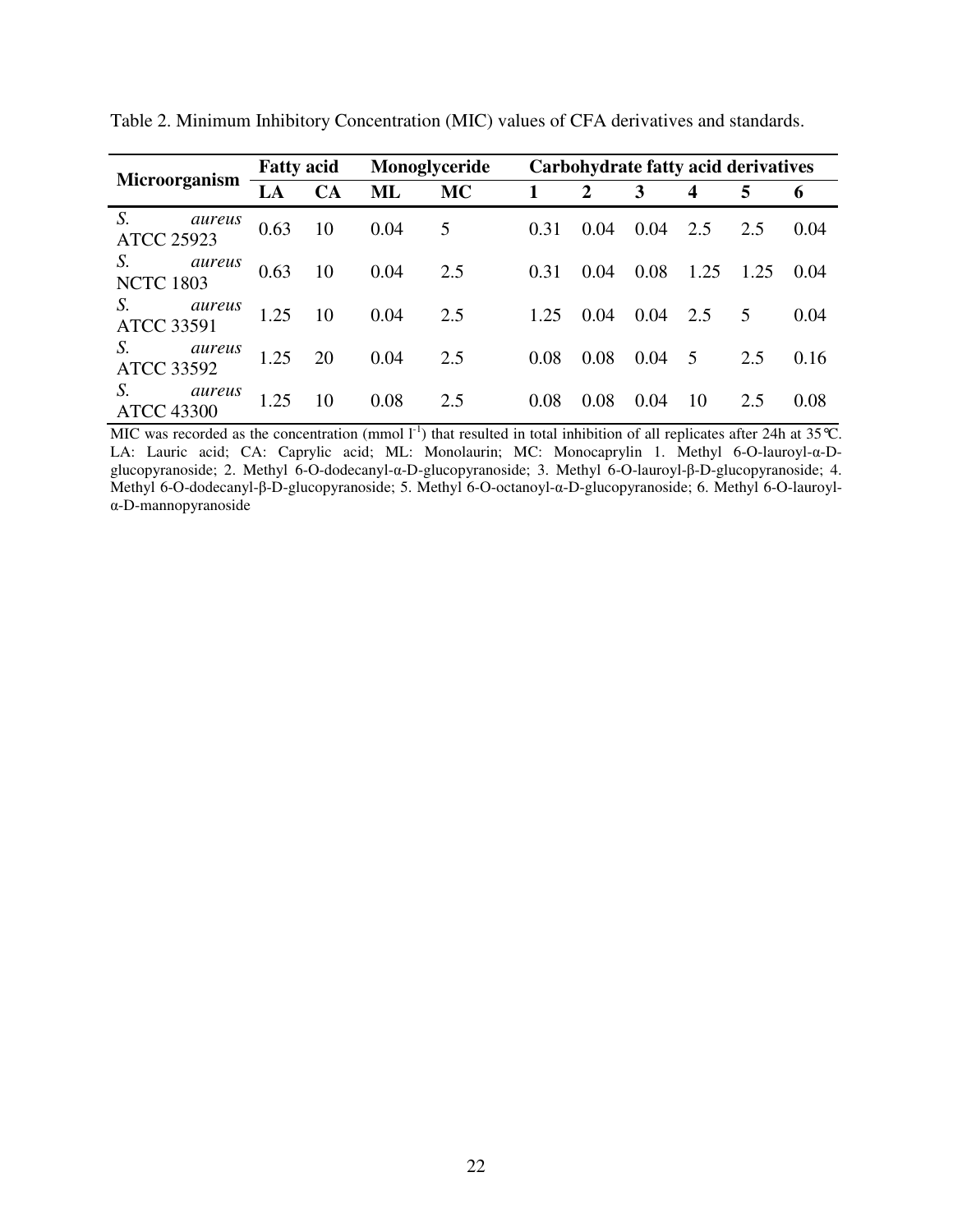Table 2. Minimum Inhibitory Concentration (MIC) values of CFA derivatives and standards.

| Microorganism | Fatty acid | | Monoglyceride | | Carbohydrate fatty acid derivatives | | | | | |
|---|---|---|---|---|---|---|---|---|---|---|
| | **LA** | **CA** | **ML** | **MC** | **1** | **2** | **3** | **4** | **5** | **6** |
| *S. aureus* ATCC 25923 | 0.63 | 10 | 0.04 | 5 | 0.31 | 0.04 | 0.04 | 2.5 | 2.5 | 0.04 |
| *S. aureus* NCTC 1803 | 0.63 | 10 | 0.04 | 2.5 | 0.31 | 0.04 | 0.08 | 1.25 | 1.25 | 0.04 |
| *S. aureus* ATCC 33591 | 1.25 | 10 | 0.04 | 2.5 | 1.25 | 0.04 | 0.04 | 2.5 | 5 | 0.04 |
| *S. aureus* ATCC 33592 | 1.25 | 20 | 0.04 | 2.5 | 0.08 | 0.08 | 0.04 | 5 | 2.5 | 0.16 |
| *S. aureus* ATCC 43300 | 1.25 | 10 | 0.08 | 2.5 | 0.08 | 0.08 | 0.04 | 10 | 2.5 | 0.08 |

MIC was recorded as the concentration (mmol $l^{-1}$) that resulted in total inhibition of all replicates after 24h at 35°C. LA: Lauric acid; CA: Caprylic acid; ML: Monolaurin; MC: Monocaprylin 1. Methyl 6-O-lauroyl-α-D-glucopyranoside; 2. Methyl 6-O-dodecanyl-α-D-glucopyranoside; 3. Methyl 6-O-lauroyl-β-D-glucopyranoside; 4. Methyl 6-O-dodecanyl-β-D-glucopyranoside; 5. Methyl 6-O-octanoyl-α-D-glucopyranoside; 6. Methyl 6-O-lauroyl-α-D-mannopyranoside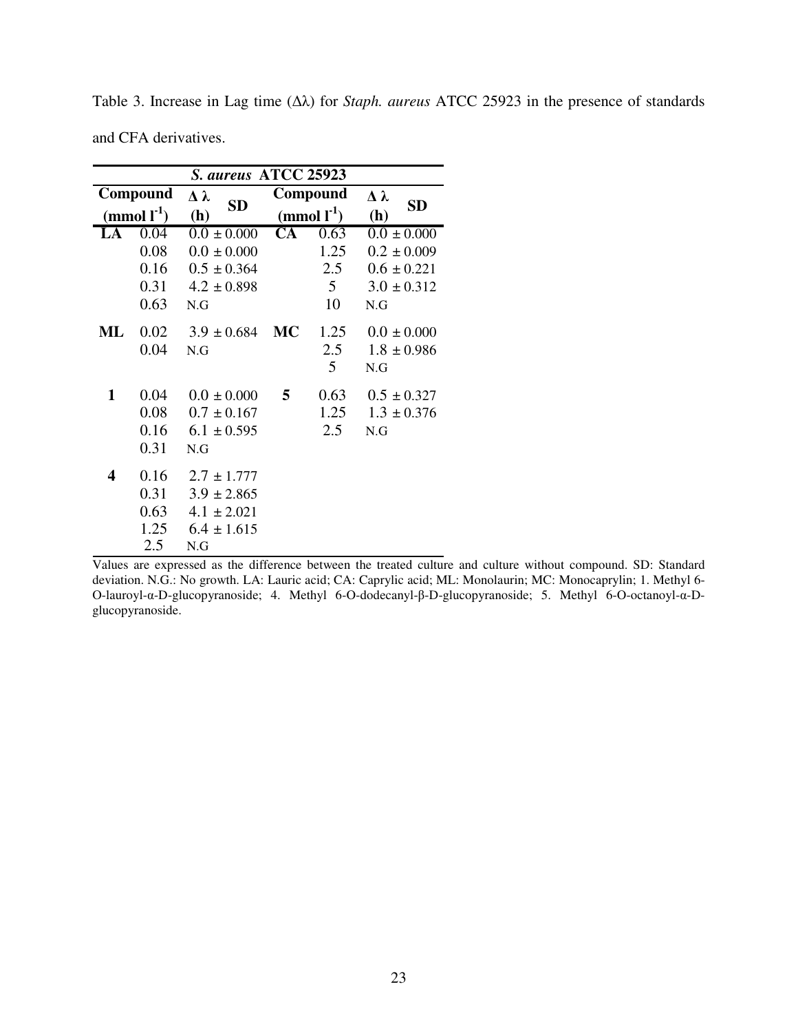Table 3. Increase in Lag time (Δλ) for *Staph. aureus* ATCC 25923 in the presence of standards and CFA derivatives.

| *S. aureus* ATCC 25923 | | | | | |
|---|---|---|---|---|---|
| Compound | ($mmol\ l^{-1}$) | Δ λ (h) SD | Compound | ($mmol\ l^{-1}$) | Δ λ (h) SD |
| **LA** | 0.04 | 0.0 ± 0.000 | **CA** | 0.63 | 0.0 ± 0.000 |
| | 0.08 | 0.0 ± 0.000 | | 1.25 | 0.2 ± 0.009 |
| | 0.16 | 0.5 ± 0.364 | | 2.5 | 0.6 ± 0.221 |
| | 0.31 | 4.2 ± 0.898 | | 5 | 3.0 ± 0.312 |
| | 0.63 | N.G | | 10 | N.G |
| **ML** | 0.02 | 3.9 ± 0.684 | **MC** | 1.25 | 0.0 ± 0.000 |
| | 0.04 | N.G | | 2.5 | 1.8 ± 0.986 |
| | | | | 5 | N.G |
| **1** | 0.04 | 0.0 ± 0.000 | **5** | 0.63 | 0.5 ± 0.327 |
| | 0.08 | 0.7 ± 0.167 | | 1.25 | 1.3 ± 0.376 |
| | 0.16 | 6.1 ± 0.595 | | 2.5 | N.G |
| | 0.31 | N.G | | | |
| **4** | 0.16 | 2.7 ± 1.777 | | | |
| | 0.31 | 3.9 ± 2.865 | | | |
| | 0.63 | 4.1 ± 2.021 | | | |
| | 1.25 | 6.4 ± 1.615 | | | |
| | 2.5 | N.G | | | |

Values are expressed as the difference between the treated culture and culture without compound. SD: Standard deviation. N.G.: No growth. LA: Lauric acid; CA: Caprylic acid; ML: Monolaurin; MC: Monocaprylin; 1. Methyl 6-O-lauroyl-α-D-glucopyranoside; 4. Methyl 6-O-dodecanyl-β-D-glucopyranoside; 5. Methyl 6-O-octanoyl-α-D-glucopyranoside.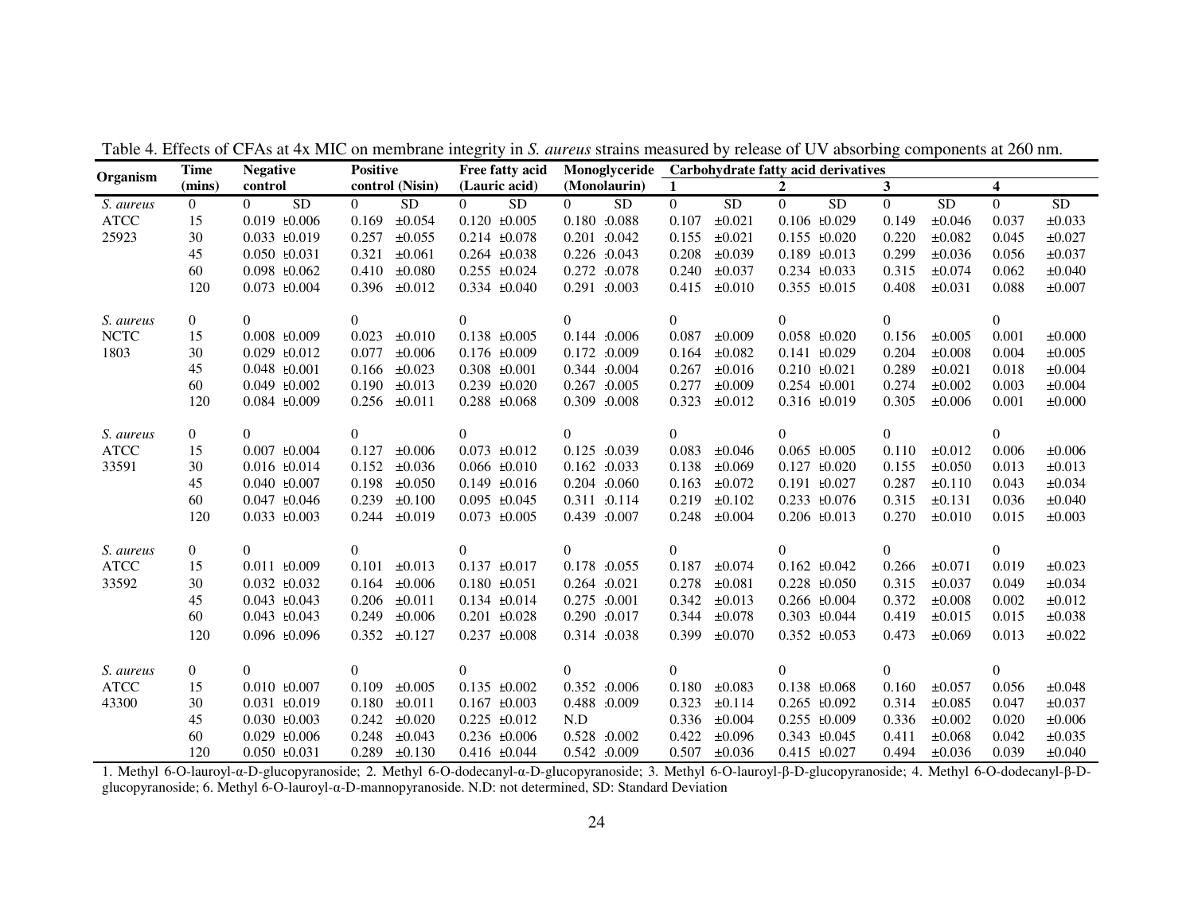Table 4. Effects of CFAs at 4x MIC on membrane integrity in *S. aureus* strains measured by release of UV absorbing components at 260 nm.

| Organism | Time (mins) | Negative control | | Positive control (Nisin) | | Free fatty acid (Lauric acid) | | Monoglyceride (Monolaurin) | | Carbohydrate fatty acid derivatives | | | | | | | |
|---|---|---|---|---|---|---|---|---|---|---|---|---|---|---|---|---|---|
| | | | | | | | | | | 1 | | 2 | | 3 | | 4 | |
| *S. aureus* | 0 | 0 | SD | 0 | SD | 0 | SD | 0 | SD | 0 | SD | 0 | SD | 0 | SD | 0 | SD |
| ATCC | 15 | 0.019 | ±0.006 | 0.169 | ±0.054 | 0.120 | ±0.005 | 0.180 | ±0.088 | 0.107 | ±0.021 | 0.106 | ±0.029 | 0.149 | ±0.046 | 0.037 | ±0.033 |
| 25923 | 30 | 0.033 | ±0.019 | 0.257 | ±0.055 | 0.214 | ±0.078 | 0.201 | ±0.042 | 0.155 | ±0.021 | 0.155 | ±0.020 | 0.220 | ±0.082 | 0.045 | ±0.027 |
| | 45 | 0.050 | ±0.031 | 0.321 | ±0.061 | 0.264 | ±0.038 | 0.226 | ±0.043 | 0.208 | ±0.039 | 0.189 | ±0.013 | 0.299 | ±0.036 | 0.056 | ±0.037 |
| | 60 | 0.098 | ±0.062 | 0.410 | ±0.080 | 0.255 | ±0.024 | 0.272 | ±0.078 | 0.240 | ±0.037 | 0.234 | ±0.033 | 0.315 | ±0.074 | 0.062 | ±0.040 |
| | 120 | 0.073 | ±0.004 | 0.396 | ±0.012 | 0.334 | ±0.040 | 0.291 | ±0.003 | 0.415 | ±0.010 | 0.355 | ±0.015 | 0.408 | ±0.031 | 0.088 | ±0.007 |
| *S. aureus* | 0 | 0 | | 0 | | 0 | | 0 | | 0 | | 0 | | 0 | | 0 | |
| NCTC | 15 | 0.008 | ±0.009 | 0.023 | ±0.010 | 0.138 | ±0.005 | 0.144 | ±0.006 | 0.087 | ±0.009 | 0.058 | ±0.020 | 0.156 | ±0.005 | 0.001 | ±0.000 |
| 1803 | 30 | 0.029 | ±0.012 | 0.077 | ±0.006 | 0.176 | ±0.009 | 0.172 | ±0.009 | 0.164 | ±0.082 | 0.141 | ±0.029 | 0.204 | ±0.008 | 0.004 | ±0.005 |
| | 45 | 0.048 | ±0.001 | 0.166 | ±0.023 | 0.308 | ±0.001 | 0.344 | ±0.004 | 0.267 | ±0.016 | 0.210 | ±0.021 | 0.289 | ±0.021 | 0.018 | ±0.004 |
| | 60 | 0.049 | ±0.002 | 0.190 | ±0.013 | 0.239 | ±0.020 | 0.267 | ±0.005 | 0.277 | ±0.009 | 0.254 | ±0.001 | 0.274 | ±0.002 | 0.003 | ±0.004 |
| | 120 | 0.084 | ±0.009 | 0.256 | ±0.011 | 0.288 | ±0.068 | 0.309 | ±0.008 | 0.323 | ±0.012 | 0.316 | ±0.019 | 0.305 | ±0.006 | 0.001 | ±0.000 |
| *S. aureus* | 0 | 0 | | 0 | | 0 | | 0 | | 0 | | 0 | | 0 | | 0 | |
| ATCC | 15 | 0.007 | ±0.004 | 0.127 | ±0.006 | 0.073 | ±0.012 | 0.125 | ±0.039 | 0.083 | ±0.046 | 0.065 | ±0.005 | 0.110 | ±0.012 | 0.006 | ±0.006 |
| 33591 | 30 | 0.016 | ±0.014 | 0.152 | ±0.036 | 0.066 | ±0.010 | 0.162 | ±0.033 | 0.138 | ±0.069 | 0.127 | ±0.020 | 0.155 | ±0.050 | 0.013 | ±0.013 |
| | 45 | 0.040 | ±0.007 | 0.198 | ±0.050 | 0.149 | ±0.016 | 0.204 | ±0.060 | 0.163 | ±0.072 | 0.191 | ±0.027 | 0.287 | ±0.110 | 0.043 | ±0.034 |
| | 60 | 0.047 | ±0.046 | 0.239 | ±0.100 | 0.095 | ±0.045 | 0.311 | ±0.114 | 0.219 | ±0.102 | 0.233 | ±0.076 | 0.315 | ±0.131 | 0.036 | ±0.040 |
| | 120 | 0.033 | ±0.003 | 0.244 | ±0.019 | 0.073 | ±0.005 | 0.439 | ±0.007 | 0.248 | ±0.004 | 0.206 | ±0.013 | 0.270 | ±0.010 | 0.015 | ±0.003 |
| *S. aureus* | 0 | 0 | | 0 | | 0 | | 0 | | 0 | | 0 | | 0 | | 0 | |
| ATCC | 15 | 0.011 | ±0.009 | 0.101 | ±0.013 | 0.137 | ±0.017 | 0.178 | ±0.055 | 0.187 | ±0.074 | 0.162 | ±0.042 | 0.266 | ±0.071 | 0.019 | ±0.023 |
| 33592 | 30 | 0.032 | ±0.032 | 0.164 | ±0.006 | 0.180 | ±0.051 | 0.264 | ±0.021 | 0.278 | ±0.081 | 0.228 | ±0.050 | 0.315 | ±0.037 | 0.049 | ±0.034 |
| | 45 | 0.043 | ±0.043 | 0.206 | ±0.011 | 0.134 | ±0.014 | 0.275 | ±0.001 | 0.342 | ±0.013 | 0.266 | ±0.004 | 0.372 | ±0.008 | 0.002 | ±0.012 |
| | 60 | 0.043 | ±0.043 | 0.249 | ±0.006 | 0.201 | ±0.028 | 0.290 | ±0.017 | 0.344 | ±0.078 | 0.303 | ±0.044 | 0.419 | ±0.015 | 0.015 | ±0.038 |
| | 120 | 0.096 | ±0.096 | 0.352 | ±0.127 | 0.237 | ±0.008 | 0.314 | ±0.038 | 0.399 | ±0.070 | 0.352 | ±0.053 | 0.473 | ±0.069 | 0.013 | ±0.022 |
| *S. aureus* | 0 | 0 | | 0 | | 0 | | 0 | | 0 | | 0 | | 0 | | 0 | |
| ATCC | 15 | 0.010 | ±0.007 | 0.109 | ±0.005 | 0.135 | ±0.002 | 0.352 | ±0.006 | 0.180 | ±0.083 | 0.138 | ±0.068 | 0.160 | ±0.057 | 0.056 | ±0.048 |
| 43300 | 30 | 0.031 | ±0.019 | 0.180 | ±0.011 | 0.167 | ±0.003 | 0.488 | ±0.009 | 0.323 | ±0.114 | 0.265 | ±0.092 | 0.314 | ±0.085 | 0.047 | ±0.037 |
| | 45 | 0.030 | ±0.003 | 0.242 | ±0.020 | 0.225 | ±0.012 | N.D | | 0.336 | ±0.004 | 0.255 | ±0.009 | 0.336 | ±0.002 | 0.020 | ±0.006 |
| | 60 | 0.029 | ±0.006 | 0.248 | ±0.043 | 0.236 | ±0.006 | 0.528 | ±0.002 | 0.422 | ±0.096 | 0.343 | ±0.045 | 0.411 | ±0.068 | 0.042 | ±0.035 |
| | 120 | 0.050 | ±0.031 | 0.289 | ±0.130 | 0.416 | ±0.044 | 0.542 | ±0.009 | 0.507 | ±0.036 | 0.415 | ±0.027 | 0.494 | ±0.036 | 0.039 | ±0.040 |

1. Methyl 6-O-lauroyl-α-D-glucopyranoside; 2. Methyl 6-O-dodecanyl-α-D-glucopyranoside; 3. Methyl 6-O-lauroyl-β-D-glucopyranoside; 4. Methyl 6-O-dodecanyl-β-D-glucopyranoside; 6. Methyl 6-O-lauroyl-α-D-mannopyranoside. N.D: not determined, SD: Standard Deviation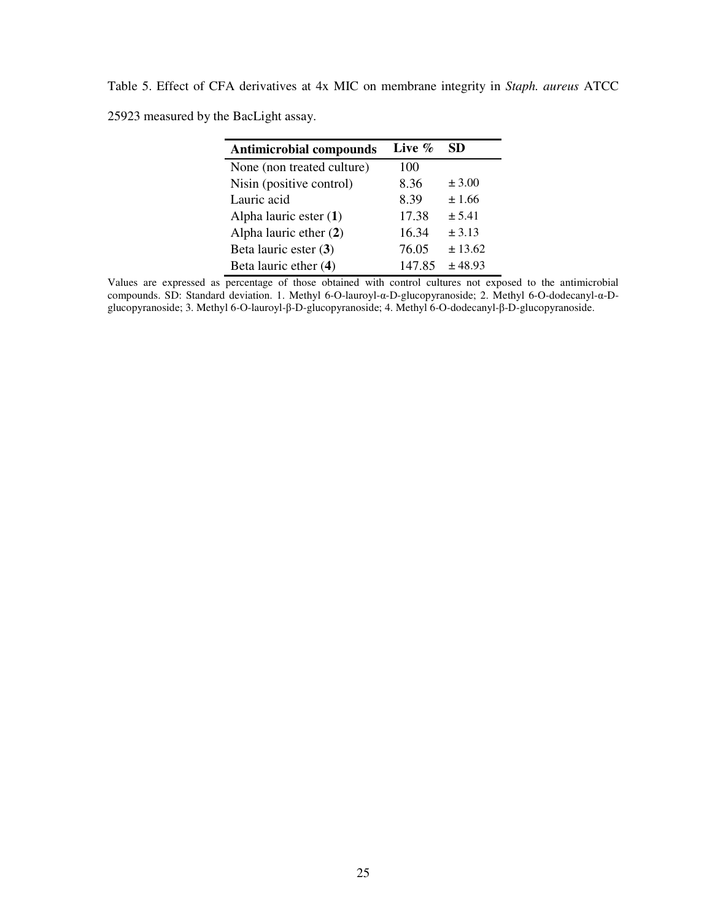Table 5. Effect of CFA derivatives at 4x MIC on membrane integrity in *Staph. aureus* ATCC 25923 measured by the BacLight assay.

| **Antimicrobial compounds** | **Live %** | **SD** |
|---|---|---|
| None (non treated culture) | 100 | |
| Nisin (positive control) | 8.36 | ± 3.00 |
| Lauric acid | 8.39 | ± 1.66 |
| Alpha lauric ester (**1**) | 17.38 | ± 5.41 |
| Alpha lauric ether (**2**) | 16.34 | ± 3.13 |
| Beta lauric ester (**3**) | 76.05 | ± 13.62 |
| Beta lauric ether (**4**) | 147.85 | ± 48.93 |

Values are expressed as percentage of those obtained with control cultures not exposed to the antimicrobial compounds. SD: Standard deviation. 1. Methyl 6-O-lauroyl-α-D-glucopyranoside; 2. Methyl 6-O-dodecanyl-α-D-glucopyranoside; 3. Methyl 6-O-lauroyl-β-D-glucopyranoside; 4. Methyl 6-O-dodecanyl-β-D-glucopyranoside.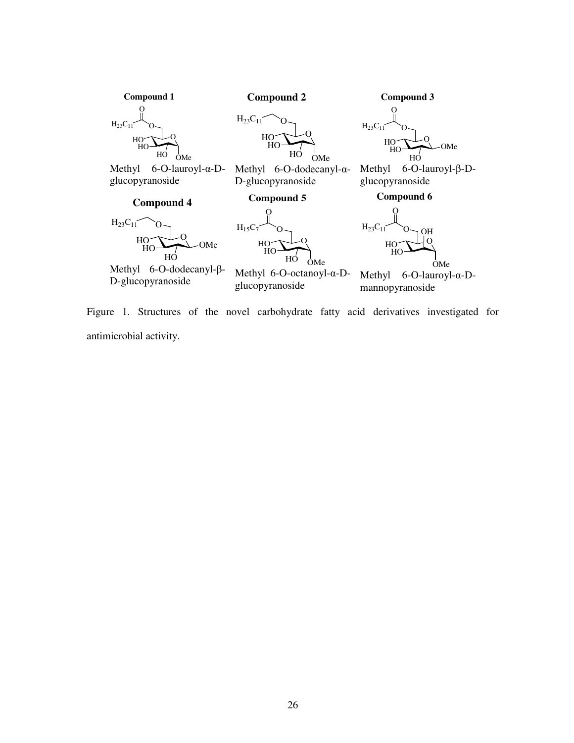**Compound 1**

Methyl 6-O-lauroyl-α-D-glucopyranoside

**Compound 2**

Methyl 6-O-dodecanyl-α-D-glucopyranoside

**Compound 3**

Methyl 6-O-lauroyl-β-D-glucopyranoside

**Compound 4**

Methyl 6-O-dodecanyl-β-D-glucopyranoside

**Compound 5**

Methyl 6-O-octanoyl-α-D-glucopyranoside

**Compound 6**

Methyl 6-O-lauroyl-α-D-mannopyranoside

Figure 1. Structures of the novel carbohydrate fatty acid derivatives investigated for antimicrobial activity.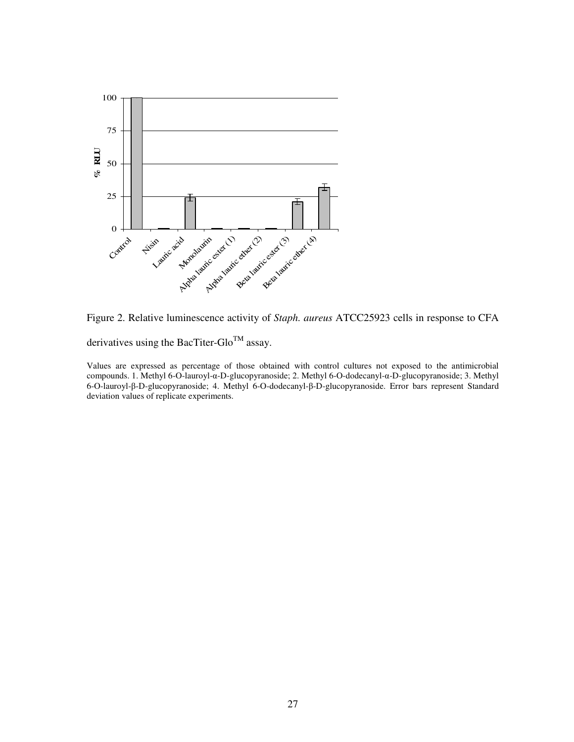100
75
50
25
0

% RLU

Control
Nisin
Lauric acid
Monolaurin
Alpha lauric ester (1)
Alpha lauric ether (2)
Beta lauric ester (3)
Beta lauric ether (4)

Figure 2. Relative luminescence activity of *Staph. aureus* ATCC25923 cells in response to CFA derivatives using the BacTiter-Glo$^{TM}$ assay.

Values are expressed as percentage of those obtained with control cultures not exposed to the antimicrobial compounds. 1. Methyl 6-O-lauroyl-α-D-glucopyranoside; 2. Methyl 6-O-dodecanyl-α-D-glucopyranoside; 3. Methyl 6-O-lauroyl-β-D-glucopyranoside; 4. Methyl 6-O-dodecanyl-β-D-glucopyranoside. Error bars represent Standard deviation values of replicate experiments.